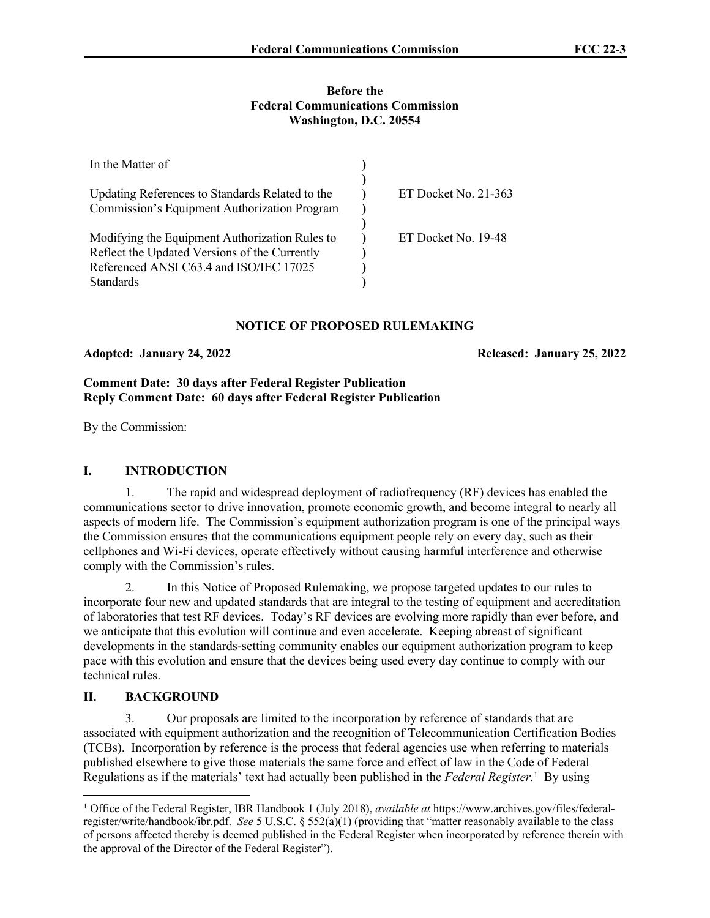**Before the**
**Federal Communications Commission**
**Washington, D.C. 20554**

| In the Matter of | ) | |
|---|---|---|
| | ) | |
| Updating References to Standards Related to the Commission's Equipment Authorization Program | ) | ET Docket No. 21-363 |
| | ) | |
| Modifying the Equipment Authorization Rules to Reflect the Updated Versions of the Currently Referenced ANSI C63.4 and ISO/IEC 17025 Standards | ) | ET Docket No. 19-48 |

**NOTICE OF PROPOSED RULEMAKING**

**Adopted: January 24, 2022** **Released: January 25, 2022**

**Comment Date: 30 days after Federal Register Publication**
**Reply Comment Date: 60 days after Federal Register Publication**

By the Commission:

## I. INTRODUCTION

1. The rapid and widespread deployment of radiofrequency (RF) devices has enabled the communications sector to drive innovation, promote economic growth, and become integral to nearly all aspects of modern life. The Commission's equipment authorization program is one of the principal ways the Commission ensures that the communications equipment people rely on every day, such as their cellphones and Wi-Fi devices, operate effectively without causing harmful interference and otherwise comply with the Commission's rules.

2. In this Notice of Proposed Rulemaking, we propose targeted updates to our rules to incorporate four new and updated standards that are integral to the testing of equipment and accreditation of laboratories that test RF devices. Today's RF devices are evolving more rapidly than ever before, and we anticipate that this evolution will continue and even accelerate. Keeping abreast of significant developments in the standards-setting community enables our equipment authorization program to keep pace with this evolution and ensure that the devices being used every day continue to comply with our technical rules.

## II. BACKGROUND

3. Our proposals are limited to the incorporation by reference of standards that are associated with equipment authorization and the recognition of Telecommunication Certification Bodies (TCBs). Incorporation by reference is the process that federal agencies use when referring to materials published elsewhere to give those materials the same force and effect of law in the Code of Federal Regulations as if the materials' text had actually been published in the *Federal Register*.[1] By using

[1] Office of the Federal Register, IBR Handbook 1 (July 2018), *available at* https://www.archives.gov/files/federal-register/write/handbook/ibr.pdf. *See* 5 U.S.C. § 552(a)(1) (providing that "matter reasonably available to the class of persons affected thereby is deemed published in the Federal Register when incorporated by reference therein with the approval of the Director of the Federal Register").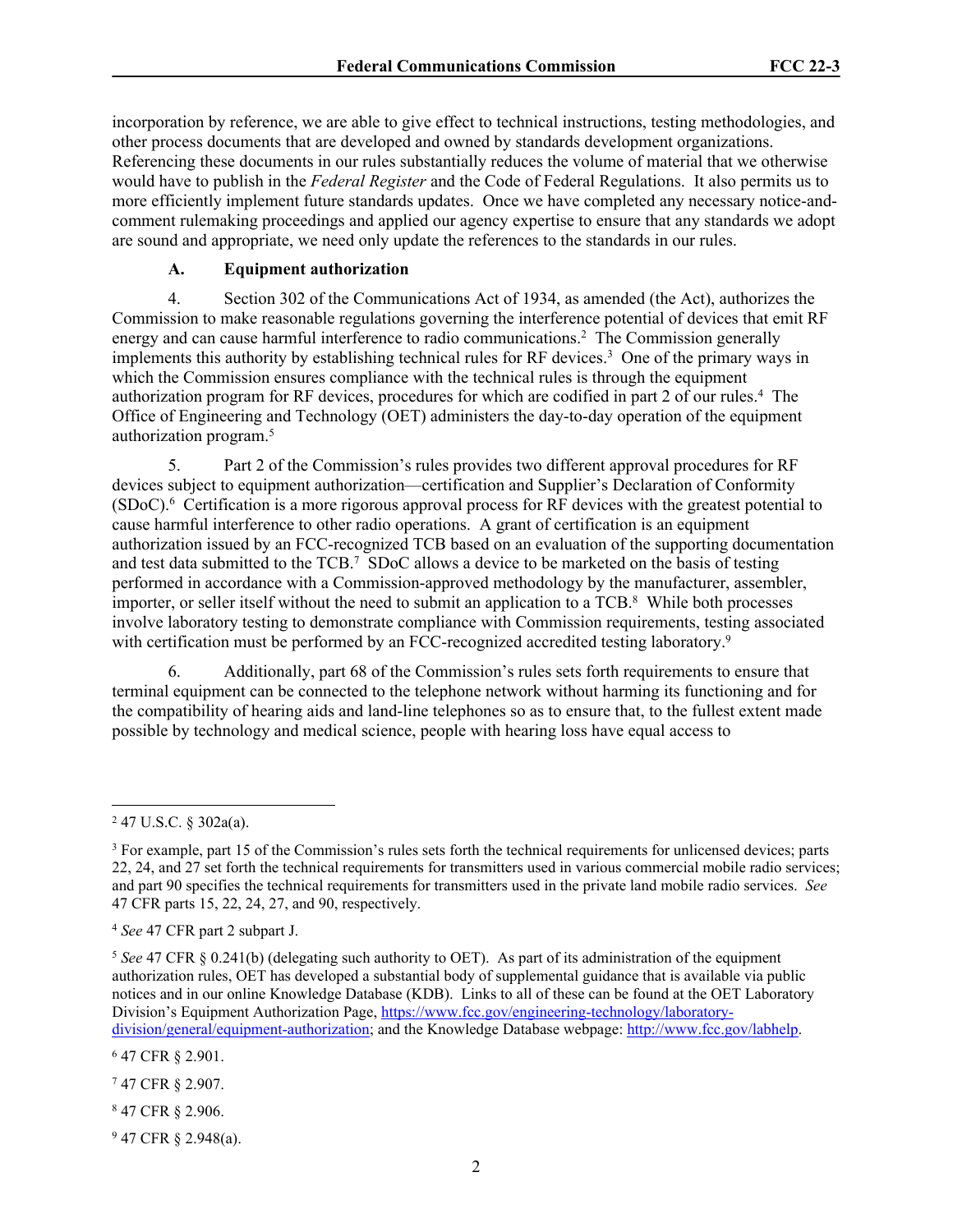incorporation by reference, we are able to give effect to technical instructions, testing methodologies, and other process documents that are developed and owned by standards development organizations. Referencing these documents in our rules substantially reduces the volume of material that we otherwise would have to publish in the *Federal Register* and the Code of Federal Regulations. It also permits us to more efficiently implement future standards updates. Once we have completed any necessary notice-and-comment rulemaking proceedings and applied our agency expertise to ensure that any standards we adopt are sound and appropriate, we need only update the references to the standards in our rules.

### A. Equipment authorization

4. Section 302 of the Communications Act of 1934, as amended (the Act), authorizes the Commission to make reasonable regulations governing the interference potential of devices that emit RF energy and can cause harmful interference to radio communications.[2] The Commission generally implements this authority by establishing technical rules for RF devices.[3] One of the primary ways in which the Commission ensures compliance with the technical rules is through the equipment authorization program for RF devices, procedures for which are codified in part 2 of our rules.[4] The Office of Engineering and Technology (OET) administers the day-to-day operation of the equipment authorization program.[5]

5. Part 2 of the Commission's rules provides two different approval procedures for RF devices subject to equipment authorization—certification and Supplier's Declaration of Conformity (SDoC).[6] Certification is a more rigorous approval process for RF devices with the greatest potential to cause harmful interference to other radio operations. A grant of certification is an equipment authorization issued by an FCC-recognized TCB based on an evaluation of the supporting documentation and test data submitted to the TCB.[7] SDoC allows a device to be marketed on the basis of testing performed in accordance with a Commission-approved methodology by the manufacturer, assembler, importer, or seller itself without the need to submit an application to a TCB.[8] While both processes involve laboratory testing to demonstrate compliance with Commission requirements, testing associated with certification must be performed by an FCC-recognized accredited testing laboratory.[9]

6. Additionally, part 68 of the Commission's rules sets forth requirements to ensure that terminal equipment can be connected to the telephone network without harming its functioning and for the compatibility of hearing aids and land-line telephones so as to ensure that, to the fullest extent made possible by technology and medical science, people with hearing loss have equal access to

---

[2] 47 U.S.C. § 302a(a).

[3] For example, part 15 of the Commission's rules sets forth the technical requirements for unlicensed devices; parts 22, 24, and 27 set forth the technical requirements for transmitters used in various commercial mobile radio services; and part 90 specifies the technical requirements for transmitters used in the private land mobile radio services. *See* 47 CFR parts 15, 22, 24, 27, and 90, respectively.

[4] *See* 47 CFR part 2 subpart J.

[5] *See* 47 CFR § 0.241(b) (delegating such authority to OET). As part of its administration of the equipment authorization rules, OET has developed a substantial body of supplemental guidance that is available via public notices and in our online Knowledge Database (KDB). Links to all of these can be found at the OET Laboratory Division's Equipment Authorization Page, https://www.fcc.gov/engineering-technology/laboratory-division/general/equipment-authorization; and the Knowledge Database webpage: http://www.fcc.gov/labhelp.

[6] 47 CFR § 2.901.

[7] 47 CFR § 2.907.

[8] 47 CFR § 2.906.

[9] 47 CFR § 2.948(a).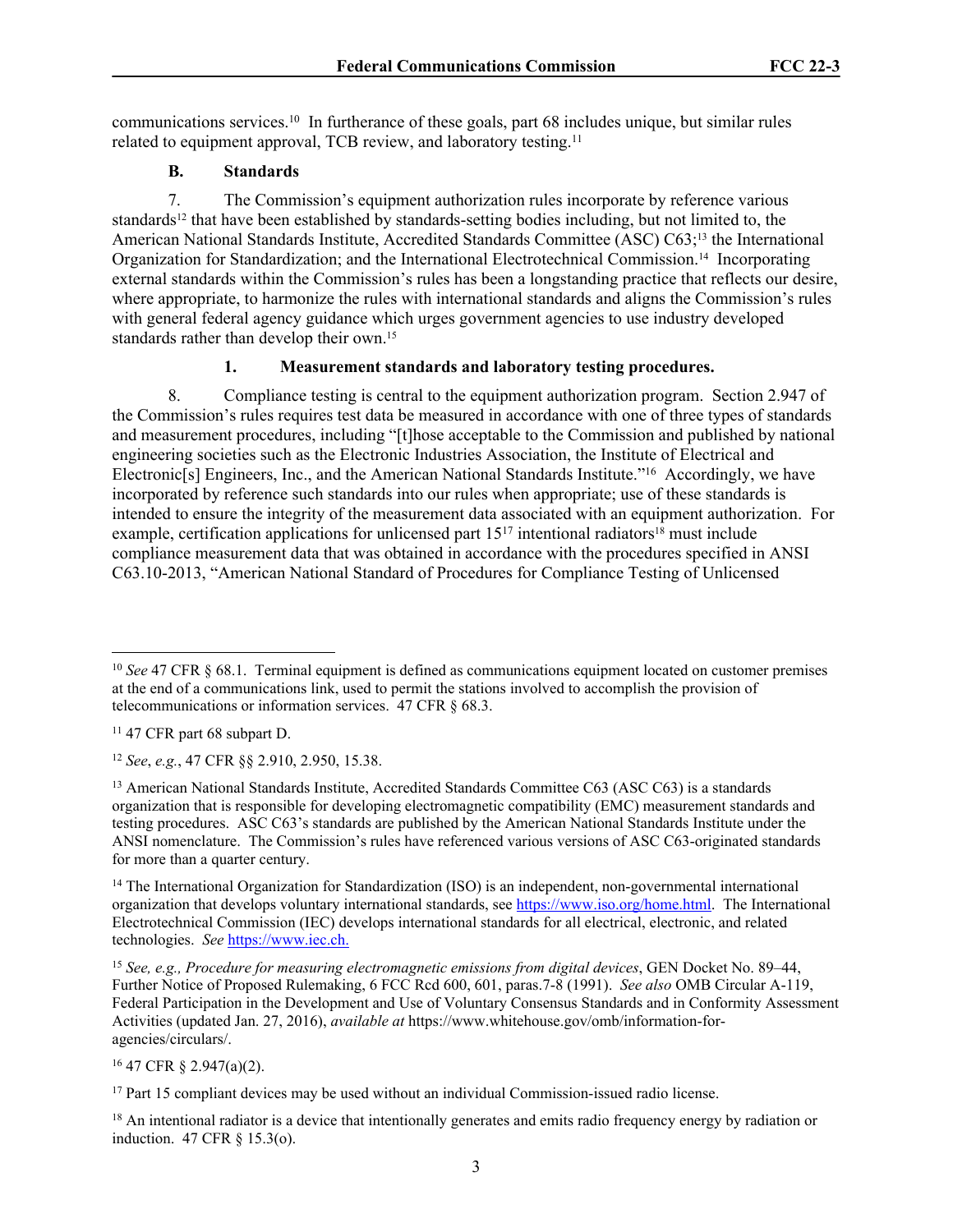communications services.[10] In furtherance of these goals, part 68 includes unique, but similar rules related to equipment approval, TCB review, and laboratory testing.[11]

### B. Standards

7. The Commission's equipment authorization rules incorporate by reference various standards[12] that have been established by standards-setting bodies including, but not limited to, the American National Standards Institute, Accredited Standards Committee (ASC) C63;[13] the International Organization for Standardization; and the International Electrotechnical Commission.[14] Incorporating external standards within the Commission's rules has been a longstanding practice that reflects our desire, where appropriate, to harmonize the rules with international standards and aligns the Commission's rules with general federal agency guidance which urges government agencies to use industry developed standards rather than develop their own.[15]

#### 1. Measurement standards and laboratory testing procedures.

8. Compliance testing is central to the equipment authorization program. Section 2.947 of the Commission's rules requires test data be measured in accordance with one of three types of standards and measurement procedures, including "[t]hose acceptable to the Commission and published by national engineering societies such as the Electronic Industries Association, the Institute of Electrical and Electronic[s] Engineers, Inc., and the American National Standards Institute."[16] Accordingly, we have incorporated by reference such standards into our rules when appropriate; use of these standards is intended to ensure the integrity of the measurement data associated with an equipment authorization. For example, certification applications for unlicensed part 15[17] intentional radiators[18] must include compliance measurement data that was obtained in accordance with the procedures specified in ANSI C63.10-2013, "American National Standard of Procedures for Compliance Testing of Unlicensed

---

[10] *See* 47 CFR § 68.1. Terminal equipment is defined as communications equipment located on customer premises at the end of a communications link, used to permit the stations involved to accomplish the provision of telecommunications or information services. 47 CFR § 68.3.

[11] 47 CFR part 68 subpart D.

[12] *See*, *e.g.*, 47 CFR §§ 2.910, 2.950, 15.38.

[13] American National Standards Institute, Accredited Standards Committee C63 (ASC C63) is a standards organization that is responsible for developing electromagnetic compatibility (EMC) measurement standards and testing procedures. ASC C63's standards are published by the American National Standards Institute under the ANSI nomenclature. The Commission's rules have referenced various versions of ASC C63-originated standards for more than a quarter century.

[14] The International Organization for Standardization (ISO) is an independent, non-governmental international organization that develops voluntary international standards, see https://www.iso.org/home.html. The International Electrotechnical Commission (IEC) develops international standards for all electrical, electronic, and related technologies. *See* https://www.iec.ch.

[15] *See, e.g., Procedure for measuring electromagnetic emissions from digital devices*, GEN Docket No. 89–44, Further Notice of Proposed Rulemaking, 6 FCC Rcd 600, 601, paras.7-8 (1991). *See also* OMB Circular A-119, Federal Participation in the Development and Use of Voluntary Consensus Standards and in Conformity Assessment Activities (updated Jan. 27, 2016), *available at* https://www.whitehouse.gov/omb/information-for-agencies/circulars/.

[16] 47 CFR § 2.947(a)(2).

[17] Part 15 compliant devices may be used without an individual Commission-issued radio license.

[18] An intentional radiator is a device that intentionally generates and emits radio frequency energy by radiation or induction. 47 CFR § 15.3(o).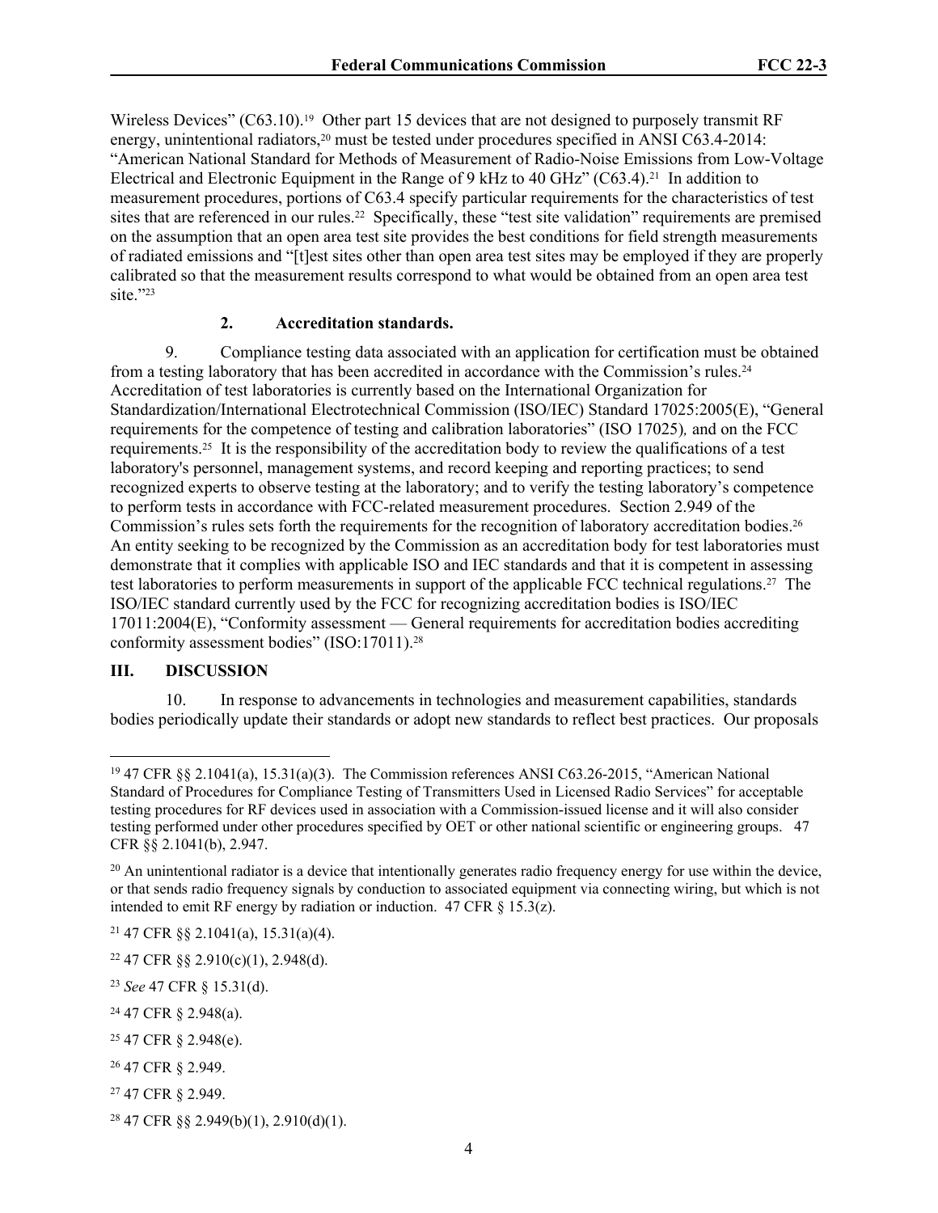Wireless Devices" (C63.10).[19] Other part 15 devices that are not designed to purposely transmit RF energy, unintentional radiators,[20] must be tested under procedures specified in ANSI C63.4-2014: "American National Standard for Methods of Measurement of Radio-Noise Emissions from Low-Voltage Electrical and Electronic Equipment in the Range of 9 kHz to 40 GHz" (C63.4).[21] In addition to measurement procedures, portions of C63.4 specify particular requirements for the characteristics of test sites that are referenced in our rules.[22] Specifically, these "test site validation" requirements are premised on the assumption that an open area test site provides the best conditions for field strength measurements of radiated emissions and "[t]est sites other than open area test sites may be employed if they are properly calibrated so that the measurement results correspond to what would be obtained from an open area test site."[23]

### 2. Accreditation standards.

9. Compliance testing data associated with an application for certification must be obtained from a testing laboratory that has been accredited in accordance with the Commission's rules.[24] Accreditation of test laboratories is currently based on the International Organization for Standardization/International Electrotechnical Commission (ISO/IEC) Standard 17025:2005(E), "General requirements for the competence of testing and calibration laboratories" (ISO 17025)*,* and on the FCC requirements.[25] It is the responsibility of the accreditation body to review the qualifications of a test laboratory's personnel, management systems, and record keeping and reporting practices; to send recognized experts to observe testing at the laboratory; and to verify the testing laboratory's competence to perform tests in accordance with FCC-related measurement procedures. Section 2.949 of the Commission's rules sets forth the requirements for the recognition of laboratory accreditation bodies.[26] An entity seeking to be recognized by the Commission as an accreditation body for test laboratories must demonstrate that it complies with applicable ISO and IEC standards and that it is competent in assessing test laboratories to perform measurements in support of the applicable FCC technical regulations.[27] The ISO/IEC standard currently used by the FCC for recognizing accreditation bodies is ISO/IEC 17011:2004(E), "Conformity assessment — General requirements for accreditation bodies accrediting conformity assessment bodies" (ISO:17011).[28]

## III. DISCUSSION

10. In response to advancements in technologies and measurement capabilities, standards bodies periodically update their standards or adopt new standards to reflect best practices. Our proposals

---

[19] 47 CFR §§ 2.1041(a), 15.31(a)(3). The Commission references ANSI C63.26-2015, "American National Standard of Procedures for Compliance Testing of Transmitters Used in Licensed Radio Services" for acceptable testing procedures for RF devices used in association with a Commission-issued license and it will also consider testing performed under other procedures specified by OET or other national scientific or engineering groups. 47 CFR §§ 2.1041(b), 2.947.

[20] An unintentional radiator is a device that intentionally generates radio frequency energy for use within the device, or that sends radio frequency signals by conduction to associated equipment via connecting wiring, but which is not intended to emit RF energy by radiation or induction. 47 CFR § 15.3(z).

[21] 47 CFR §§ 2.1041(a), 15.31(a)(4).

[22] 47 CFR §§ 2.910(c)(1), 2.948(d).

[23] *See* 47 CFR § 15.31(d).

[24] 47 CFR § 2.948(a).

[25] 47 CFR § 2.948(e).

[26] 47 CFR § 2.949.

[27] 47 CFR § 2.949.

[28] 47 CFR §§ 2.949(b)(1), 2.910(d)(1).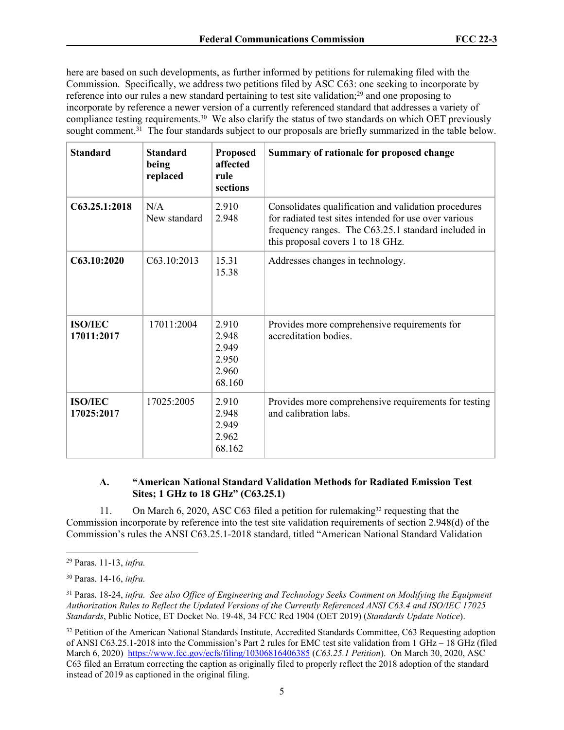here are based on such developments, as further informed by petitions for rulemaking filed with the Commission. Specifically, we address two petitions filed by ASC C63: one seeking to incorporate by reference into our rules a new standard pertaining to test site validation;[29] and one proposing to incorporate by reference a newer version of a currently referenced standard that addresses a variety of compliance testing requirements.[30] We also clarify the status of two standards on which OET previously sought comment.[31] The four standards subject to our proposals are briefly summarized in the table below.

| Standard | Standard being replaced | Proposed affected rule sections | Summary of rationale for proposed change |
|---|---|---|---|
| **C63.25.1:2018** | N/A<br>New standard | 2.910<br>2.948 | Consolidates qualification and validation procedures for radiated test sites intended for use over various frequency ranges. The C63.25.1 standard included in this proposal covers 1 to 18 GHz. |
| **C63.10:2020** | C63.10:2013 | 15.31<br>15.38 | Addresses changes in technology. |
| **ISO/IEC 17011:2017** | 17011:2004 | 2.910<br>2.948<br>2.949<br>2.950<br>2.960<br>68.160 | Provides more comprehensive requirements for accreditation bodies. |
| **ISO/IEC 17025:2017** | 17025:2005 | 2.910<br>2.948<br>2.949<br>2.962<br>68.162 | Provides more comprehensive requirements for testing and calibration labs. |

### A. "American National Standard Validation Methods for Radiated Emission Test Sites; 1 GHz to 18 GHz" (C63.25.1)

11. On March 6, 2020, ASC C63 filed a petition for rulemaking[32] requesting that the Commission incorporate by reference into the test site validation requirements of section 2.948(d) of the Commission's rules the ANSI C63.25.1-2018 standard, titled "American National Standard Validation

---

[29] Paras. 11-13, *infra.*

[30] Paras. 14-16, *infra.*

[31] Paras. 18-24, *infra. See also Office of Engineering and Technology Seeks Comment on Modifying the Equipment Authorization Rules to Reflect the Updated Versions of the Currently Referenced ANSI C63.4 and ISO/IEC 17025 Standards*, Public Notice, ET Docket No. 19-48, 34 FCC Rcd 1904 (OET 2019) (*Standards Update Notice*).

[32] Petition of the American National Standards Institute, Accredited Standards Committee, C63 Requesting adoption of ANSI C63.25.1-2018 into the Commission's Part 2 rules for EMC test site validation from 1 GHz – 18 GHz (filed March 6, 2020) https://www.fcc.gov/ecfs/filing/10306816406385 (*C63.25.1 Petition*). On March 30, 2020, ASC C63 filed an Erratum correcting the caption as originally filed to properly reflect the 2018 adoption of the standard instead of 2019 as captioned in the original filing.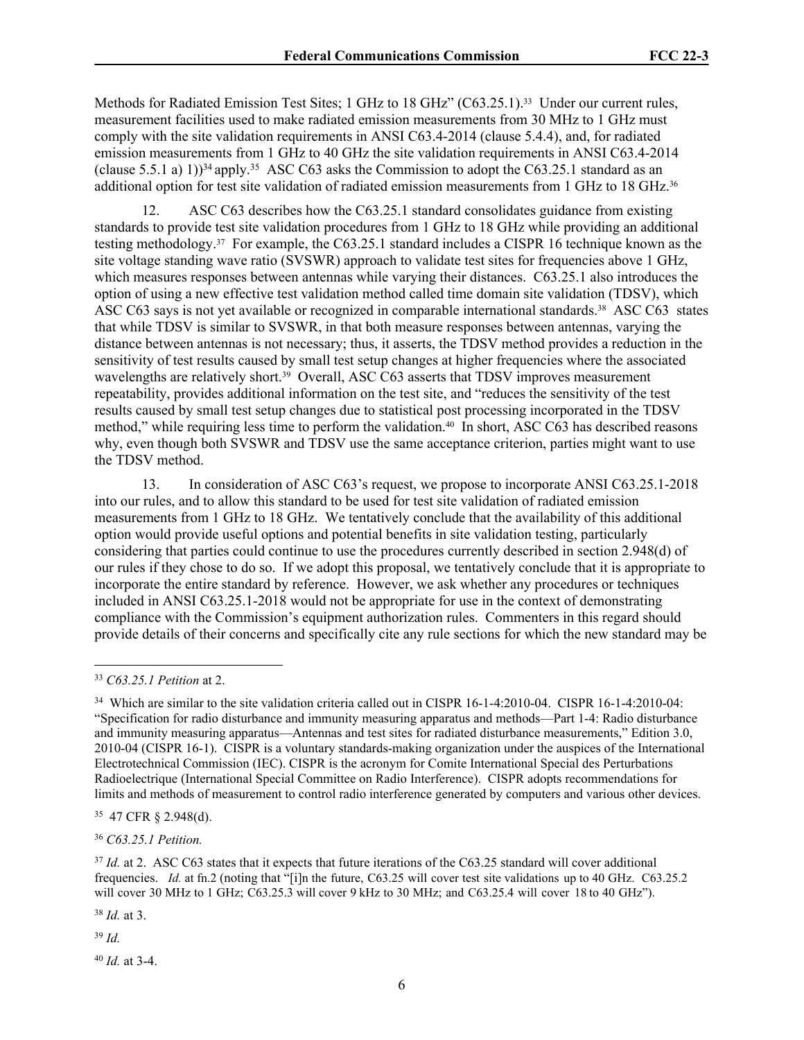Methods for Radiated Emission Test Sites; 1 GHz to 18 GHz" (C63.25.1).[33] Under our current rules, measurement facilities used to make radiated emission measurements from 30 MHz to 1 GHz must comply with the site validation requirements in ANSI C63.4-2014 (clause 5.4.4), and, for radiated emission measurements from 1 GHz to 40 GHz the site validation requirements in ANSI C63.4-2014 (clause 5.5.1 a) 1))[34] apply.[35] ASC C63 asks the Commission to adopt the C63.25.1 standard as an additional option for test site validation of radiated emission measurements from 1 GHz to 18 GHz.[36]

12. ASC C63 describes how the C63.25.1 standard consolidates guidance from existing standards to provide test site validation procedures from 1 GHz to 18 GHz while providing an additional testing methodology.[37] For example, the C63.25.1 standard includes a CISPR 16 technique known as the site voltage standing wave ratio (SVSWR) approach to validate test sites for frequencies above 1 GHz, which measures responses between antennas while varying their distances. C63.25.1 also introduces the option of using a new effective test validation method called time domain site validation (TDSV), which ASC C63 says is not yet available or recognized in comparable international standards.[38] ASC C63 states that while TDSV is similar to SVSWR, in that both measure responses between antennas, varying the distance between antennas is not necessary; thus, it asserts, the TDSV method provides a reduction in the sensitivity of test results caused by small test setup changes at higher frequencies where the associated wavelengths are relatively short.[39] Overall, ASC C63 asserts that TDSV improves measurement repeatability, provides additional information on the test site, and "reduces the sensitivity of the test results caused by small test setup changes due to statistical post processing incorporated in the TDSV method," while requiring less time to perform the validation.[40] In short, ASC C63 has described reasons why, even though both SVSWR and TDSV use the same acceptance criterion, parties might want to use the TDSV method.

13. In consideration of ASC C63's request, we propose to incorporate ANSI C63.25.1-2018 into our rules, and to allow this standard to be used for test site validation of radiated emission measurements from 1 GHz to 18 GHz. We tentatively conclude that the availability of this additional option would provide useful options and potential benefits in site validation testing, particularly considering that parties could continue to use the procedures currently described in section 2.948(d) of our rules if they chose to do so. If we adopt this proposal, we tentatively conclude that it is appropriate to incorporate the entire standard by reference. However, we ask whether any procedures or techniques included in ANSI C63.25.1-2018 would not be appropriate for use in the context of demonstrating compliance with the Commission's equipment authorization rules. Commenters in this regard should provide details of their concerns and specifically cite any rule sections for which the new standard may be

---

[33] *C63.25.1 Petition* at 2.

[34] Which are similar to the site validation criteria called out in CISPR 16-1-4:2010-04. CISPR 16-1-4:2010-04: "Specification for radio disturbance and immunity measuring apparatus and methods—Part 1-4: Radio disturbance and immunity measuring apparatus—Antennas and test sites for radiated disturbance measurements," Edition 3.0, 2010-04 (CISPR 16-1). CISPR is a voluntary standards-making organization under the auspices of the International Electrotechnical Commission (IEC). CISPR is the acronym for Comite International Special des Perturbations Radioelectrique (International Special Committee on Radio Interference). CISPR adopts recommendations for limits and methods of measurement to control radio interference generated by computers and various other devices.

[35] 47 CFR § 2.948(d).

[36] *C63.25.1 Petition.*

[37] *Id.* at 2. ASC C63 states that it expects that future iterations of the C63.25 standard will cover additional frequencies. *Id.* at fn.2 (noting that "[i]n the future, C63.25 will cover test site validations up to 40 GHz. C63.25.2 will cover 30 MHz to 1 GHz; C63.25.3 will cover 9 kHz to 30 MHz; and C63.25.4 will cover 18 to 40 GHz").

[38] *Id.* at 3.

[39] *Id.*

[40] *Id.* at 3-4.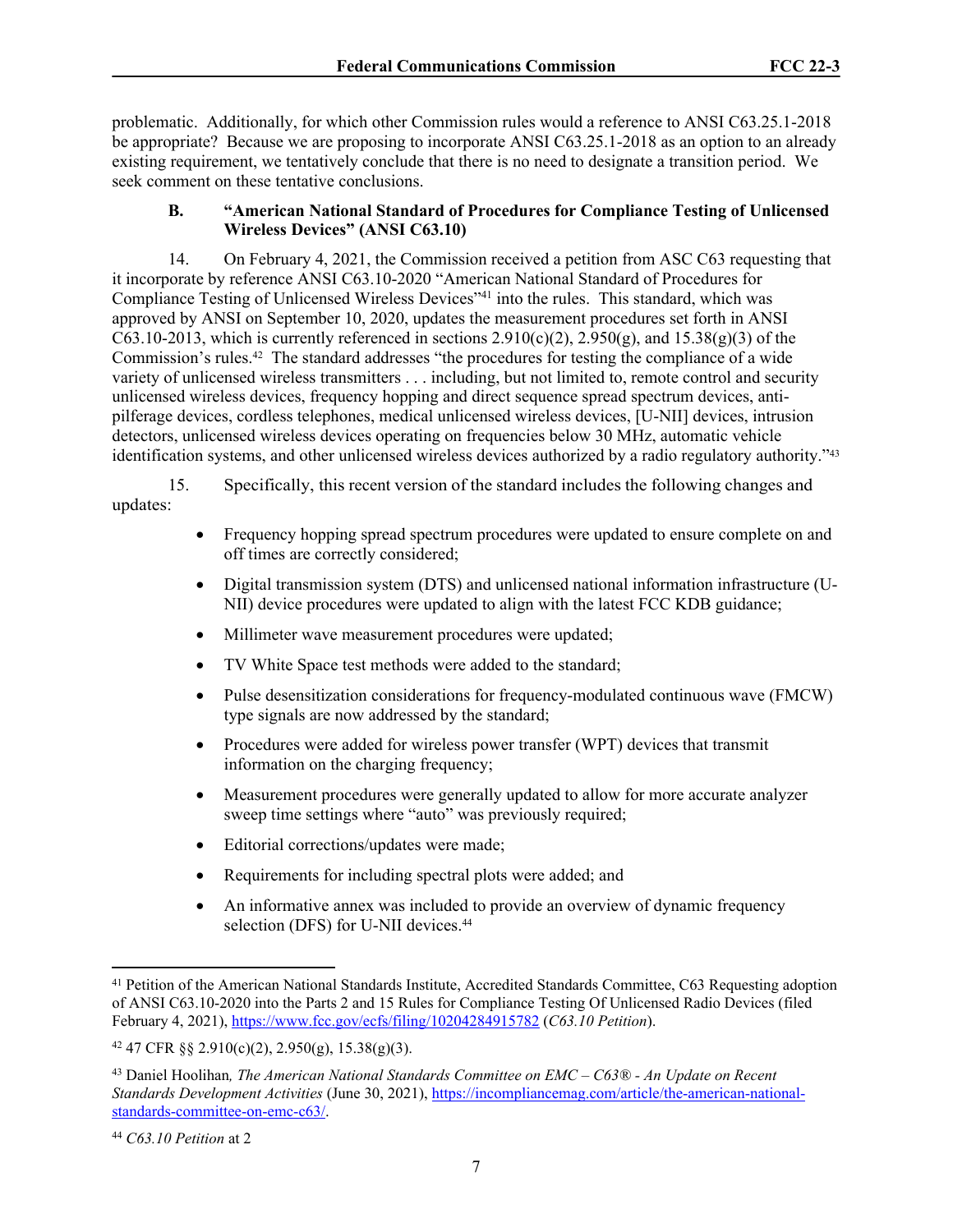problematic. Additionally, for which other Commission rules would a reference to ANSI C63.25.1-2018 be appropriate? Because we are proposing to incorporate ANSI C63.25.1-2018 as an option to an already existing requirement, we tentatively conclude that there is no need to designate a transition period. We seek comment on these tentative conclusions.

### B. "American National Standard of Procedures for Compliance Testing of Unlicensed Wireless Devices" (ANSI C63.10)

14. On February 4, 2021, the Commission received a petition from ASC C63 requesting that it incorporate by reference ANSI C63.10-2020 "American National Standard of Procedures for Compliance Testing of Unlicensed Wireless Devices"[41] into the rules. This standard, which was approved by ANSI on September 10, 2020, updates the measurement procedures set forth in ANSI C63.10-2013, which is currently referenced in sections 2.910(c)(2), 2.950(g), and 15.38(g)(3) of the Commission's rules.[42] The standard addresses "the procedures for testing the compliance of a wide variety of unlicensed wireless transmitters . . . including, but not limited to, remote control and security unlicensed wireless devices, frequency hopping and direct sequence spread spectrum devices, anti-pilferage devices, cordless telephones, medical unlicensed wireless devices, [U-NII] devices, intrusion detectors, unlicensed wireless devices operating on frequencies below 30 MHz, automatic vehicle identification systems, and other unlicensed wireless devices authorized by a radio regulatory authority."[43]

15. Specifically, this recent version of the standard includes the following changes and updates:

- Frequency hopping spread spectrum procedures were updated to ensure complete on and off times are correctly considered;
- Digital transmission system (DTS) and unlicensed national information infrastructure (U-NII) device procedures were updated to align with the latest FCC KDB guidance;
- Millimeter wave measurement procedures were updated;
- TV White Space test methods were added to the standard;
- Pulse desensitization considerations for frequency-modulated continuous wave (FMCW) type signals are now addressed by the standard;
- Procedures were added for wireless power transfer (WPT) devices that transmit information on the charging frequency;
- Measurement procedures were generally updated to allow for more accurate analyzer sweep time settings where "auto" was previously required;
- Editorial corrections/updates were made;
- Requirements for including spectral plots were added; and
- An informative annex was included to provide an overview of dynamic frequency selection (DFS) for U-NII devices.[44]

---

[41] Petition of the American National Standards Institute, Accredited Standards Committee, C63 Requesting adoption of ANSI C63.10-2020 into the Parts 2 and 15 Rules for Compliance Testing Of Unlicensed Radio Devices (filed February 4, 2021), https://www.fcc.gov/ecfs/filing/10204284915782 (*C63.10 Petition*).

[42] 47 CFR §§ 2.910(c)(2), 2.950(g), 15.38(g)(3).

[43] Daniel Hoolihan*, The American National Standards Committee on EMC – C63® - An Update on Recent Standards Development Activities* (June 30, 2021), https://incompliancemag.com/article/the-american-national-standards-committee-on-emc-c63/.

[44] *C63.10 Petition* at 2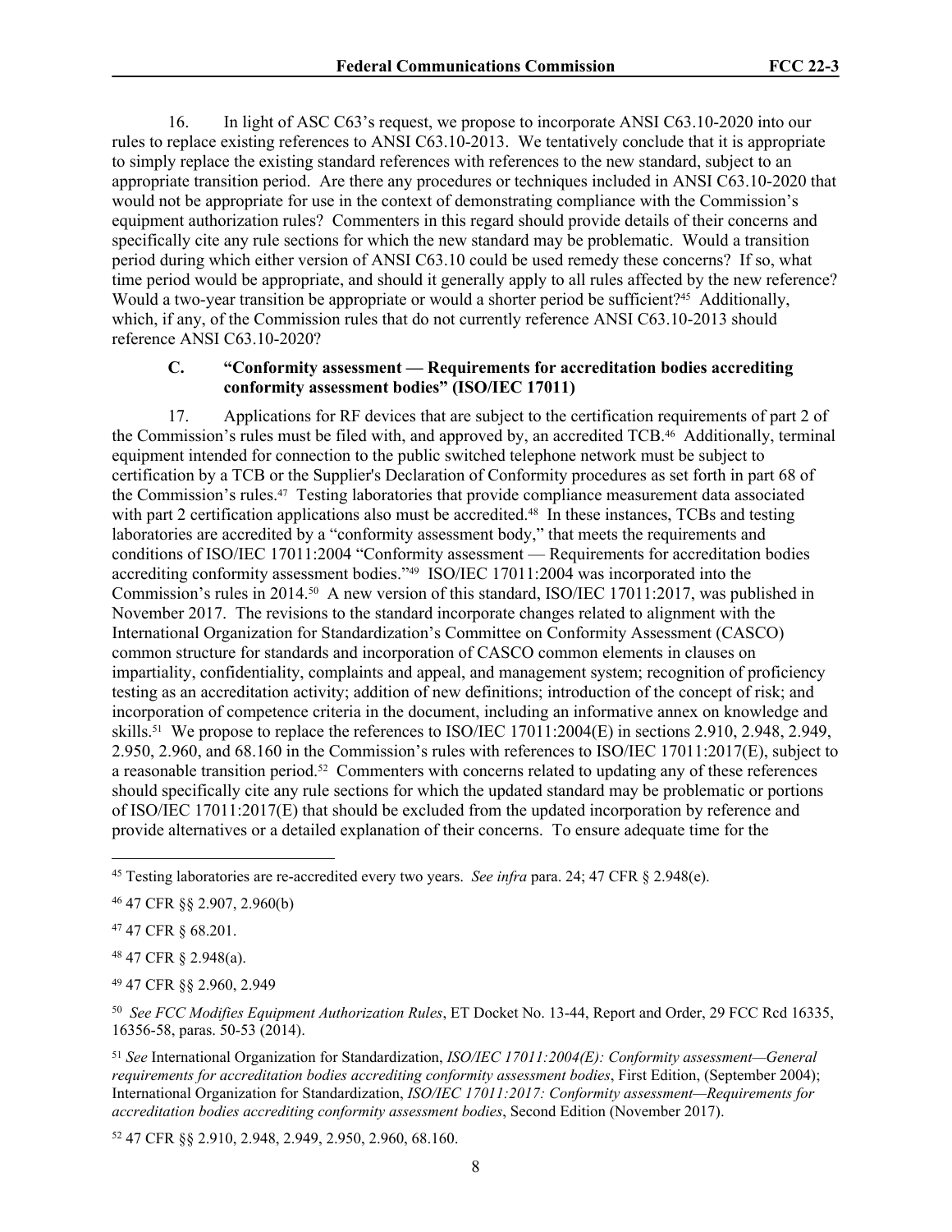16. In light of ASC C63's request, we propose to incorporate ANSI C63.10-2020 into our rules to replace existing references to ANSI C63.10-2013. We tentatively conclude that it is appropriate to simply replace the existing standard references with references to the new standard, subject to an appropriate transition period. Are there any procedures or techniques included in ANSI C63.10-2020 that would not be appropriate for use in the context of demonstrating compliance with the Commission's equipment authorization rules? Commenters in this regard should provide details of their concerns and specifically cite any rule sections for which the new standard may be problematic. Would a transition period during which either version of ANSI C63.10 could be used remedy these concerns? If so, what time period would be appropriate, and should it generally apply to all rules affected by the new reference? Would a two-year transition be appropriate or would a shorter period be sufficient?[45] Additionally, which, if any, of the Commission rules that do not currently reference ANSI C63.10-2013 should reference ANSI C63.10-2020?

### C. "Conformity assessment — Requirements for accreditation bodies accrediting conformity assessment bodies" (ISO/IEC 17011)

17. Applications for RF devices that are subject to the certification requirements of part 2 of the Commission's rules must be filed with, and approved by, an accredited TCB.[46] Additionally, terminal equipment intended for connection to the public switched telephone network must be subject to certification by a TCB or the Supplier's Declaration of Conformity procedures as set forth in part 68 of the Commission's rules.[47] Testing laboratories that provide compliance measurement data associated with part 2 certification applications also must be accredited.[48] In these instances, TCBs and testing laboratories are accredited by a "conformity assessment body," that meets the requirements and conditions of ISO/IEC 17011:2004 "Conformity assessment — Requirements for accreditation bodies accrediting conformity assessment bodies."[49] ISO/IEC 17011:2004 was incorporated into the Commission's rules in 2014.[50] A new version of this standard, ISO/IEC 17011:2017, was published in November 2017. The revisions to the standard incorporate changes related to alignment with the International Organization for Standardization's Committee on Conformity Assessment (CASCO) common structure for standards and incorporation of CASCO common elements in clauses on impartiality, confidentiality, complaints and appeal, and management system; recognition of proficiency testing as an accreditation activity; addition of new definitions; introduction of the concept of risk; and incorporation of competence criteria in the document, including an informative annex on knowledge and skills.[51] We propose to replace the references to ISO/IEC 17011:2004(E) in sections 2.910, 2.948, 2.949, 2.950, 2.960, and 68.160 in the Commission's rules with references to ISO/IEC 17011:2017(E), subject to a reasonable transition period.[52] Commenters with concerns related to updating any of these references should specifically cite any rule sections for which the updated standard may be problematic or portions of ISO/IEC 17011:2017(E) that should be excluded from the updated incorporation by reference and provide alternatives or a detailed explanation of their concerns. To ensure adequate time for the

---

[45] Testing laboratories are re-accredited every two years. *See infra* para. 24; 47 CFR § 2.948(e).

[46] 47 CFR §§ 2.907, 2.960(b)

[47] 47 CFR § 68.201.

[48] 47 CFR § 2.948(a).

[49] 47 CFR §§ 2.960, 2.949

[50] *See FCC Modifies Equipment Authorization Rules*, ET Docket No. 13-44, Report and Order, 29 FCC Rcd 16335, 16356-58, paras. 50-53 (2014).

[51] *See* International Organization for Standardization, *ISO/IEC 17011:2004(E): Conformity assessment—General requirements for accreditation bodies accrediting conformity assessment bodies*, First Edition, (September 2004); International Organization for Standardization, *ISO/IEC 17011:2017: Conformity assessment—Requirements for accreditation bodies accrediting conformity assessment bodies*, Second Edition (November 2017).

[52] 47 CFR §§ 2.910, 2.948, 2.949, 2.950, 2.960, 68.160.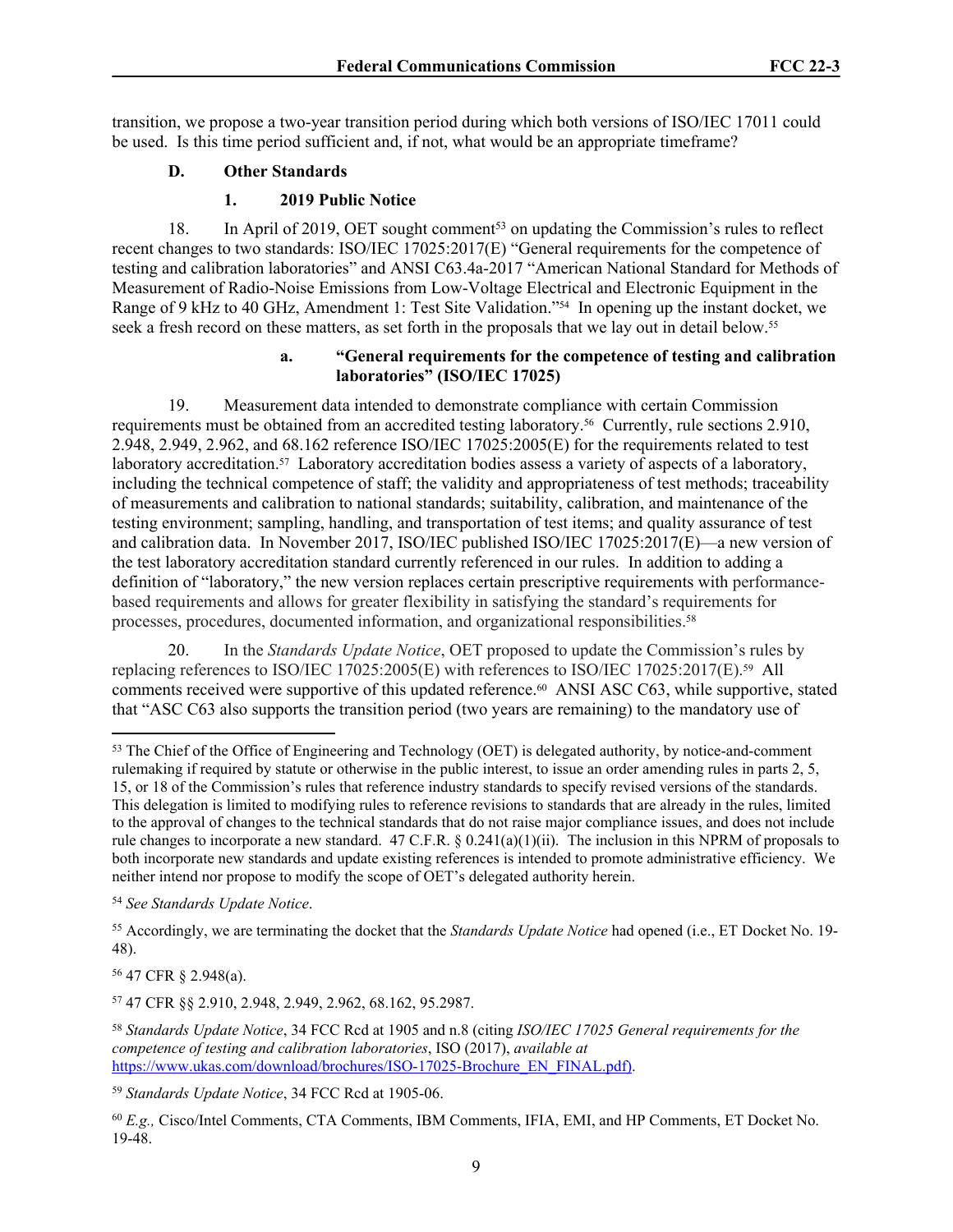transition, we propose a two-year transition period during which both versions of ISO/IEC 17011 could be used. Is this time period sufficient and, if not, what would be an appropriate timeframe?

### D. Other Standards

#### 1. 2019 Public Notice

18. In April of 2019, OET sought comment[53] on updating the Commission's rules to reflect recent changes to two standards: ISO/IEC 17025:2017(E) "General requirements for the competence of testing and calibration laboratories" and ANSI C63.4a-2017 "American National Standard for Methods of Measurement of Radio-Noise Emissions from Low-Voltage Electrical and Electronic Equipment in the Range of 9 kHz to 40 GHz, Amendment 1: Test Site Validation."[54] In opening up the instant docket, we seek a fresh record on these matters, as set forth in the proposals that we lay out in detail below.[55]

##### a. "General requirements for the competence of testing and calibration laboratories" (ISO/IEC 17025)

19. Measurement data intended to demonstrate compliance with certain Commission requirements must be obtained from an accredited testing laboratory.[56] Currently, rule sections 2.910, 2.948, 2.949, 2.962, and 68.162 reference ISO/IEC 17025:2005(E) for the requirements related to test laboratory accreditation.[57] Laboratory accreditation bodies assess a variety of aspects of a laboratory, including the technical competence of staff; the validity and appropriateness of test methods; traceability of measurements and calibration to national standards; suitability, calibration, and maintenance of the testing environment; sampling, handling, and transportation of test items; and quality assurance of test and calibration data. In November 2017, ISO/IEC published ISO/IEC 17025:2017(E)—a new version of the test laboratory accreditation standard currently referenced in our rules. In addition to adding a definition of "laboratory," the new version replaces certain prescriptive requirements with performance-based requirements and allows for greater flexibility in satisfying the standard's requirements for processes, procedures, documented information, and organizational responsibilities.[58]

20. In the *Standards Update Notice*, OET proposed to update the Commission's rules by replacing references to ISO/IEC 17025:2005(E) with references to ISO/IEC 17025:2017(E).[59] All comments received were supportive of this updated reference.[60] ANSI ASC C63, while supportive, stated that "ASC C63 also supports the transition period (two years are remaining) to the mandatory use of

---

[53] The Chief of the Office of Engineering and Technology (OET) is delegated authority, by notice-and-comment rulemaking if required by statute or otherwise in the public interest, to issue an order amending rules in parts 2, 5, 15, or 18 of the Commission's rules that reference industry standards to specify revised versions of the standards. This delegation is limited to modifying rules to reference revisions to standards that are already in the rules, limited to the approval of changes to the technical standards that do not raise major compliance issues, and does not include rule changes to incorporate a new standard. 47 C.F.R. § 0.241(a)(1)(ii). The inclusion in this NPRM of proposals to both incorporate new standards and update existing references is intended to promote administrative efficiency. We neither intend nor propose to modify the scope of OET's delegated authority herein.

[54] *See Standards Update Notice*.

[55] Accordingly, we are terminating the docket that the *Standards Update Notice* had opened (i.e., ET Docket No. 19-48).

[56] 47 CFR § 2.948(a).

[57] 47 CFR §§ 2.910, 2.948, 2.949, 2.962, 68.162, 95.2987.

[58] *Standards Update Notice*, 34 FCC Rcd at 1905 and n.8 (citing *ISO/IEC 17025 General requirements for the competence of testing and calibration laboratories*, ISO (2017), *available at* https://www.ukas.com/download/brochures/ISO-17025-Brochure_EN_FINAL.pdf).

[59] *Standards Update Notice*, 34 FCC Rcd at 1905-06.

[60] *E.g.,* Cisco/Intel Comments, CTA Comments, IBM Comments, IFIA, EMI, and HP Comments, ET Docket No. 19-48.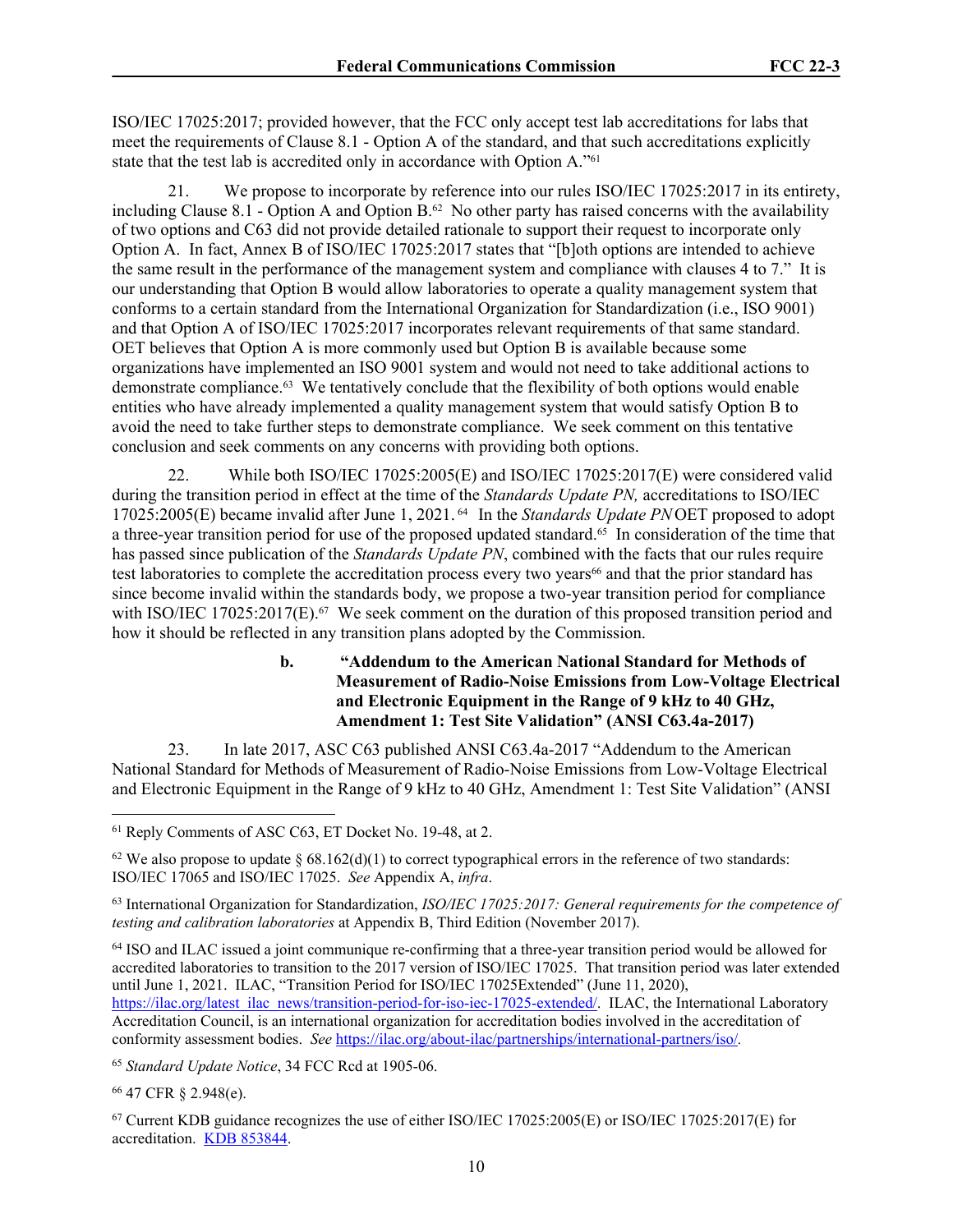ISO/IEC 17025:2017; provided however, that the FCC only accept test lab accreditations for labs that meet the requirements of Clause 8.1 - Option A of the standard, and that such accreditations explicitly state that the test lab is accredited only in accordance with Option A."[61]

21. We propose to incorporate by reference into our rules ISO/IEC 17025:2017 in its entirety, including Clause 8.1 - Option A and Option B.[62] No other party has raised concerns with the availability of two options and C63 did not provide detailed rationale to support their request to incorporate only Option A. In fact, Annex B of ISO/IEC 17025:2017 states that "[b]oth options are intended to achieve the same result in the performance of the management system and compliance with clauses 4 to 7." It is our understanding that Option B would allow laboratories to operate a quality management system that conforms to a certain standard from the International Organization for Standardization (i.e., ISO 9001) and that Option A of ISO/IEC 17025:2017 incorporates relevant requirements of that same standard. OET believes that Option A is more commonly used but Option B is available because some organizations have implemented an ISO 9001 system and would not need to take additional actions to demonstrate compliance.[63] We tentatively conclude that the flexibility of both options would enable entities who have already implemented a quality management system that would satisfy Option B to avoid the need to take further steps to demonstrate compliance. We seek comment on this tentative conclusion and seek comments on any concerns with providing both options.

22. While both ISO/IEC 17025:2005(E) and ISO/IEC 17025:2017(E) were considered valid during the transition period in effect at the time of the *Standards Update PN,* accreditations to ISO/IEC 17025:2005(E) became invalid after June 1, 2021.[64] In the *Standards Update PN* OET proposed to adopt a three-year transition period for use of the proposed updated standard.[65] In consideration of the time that has passed since publication of the *Standards Update PN*, combined with the facts that our rules require test laboratories to complete the accreditation process every two years[66] and that the prior standard has since become invalid within the standards body, we propose a two-year transition period for compliance with ISO/IEC 17025:2017(E).[67] We seek comment on the duration of this proposed transition period and how it should be reflected in any transition plans adopted by the Commission.

#### b. "Addendum to the American National Standard for Methods of Measurement of Radio-Noise Emissions from Low-Voltage Electrical and Electronic Equipment in the Range of 9 kHz to 40 GHz, Amendment 1: Test Site Validation" (ANSI C63.4a-2017)

23. In late 2017, ASC C63 published ANSI C63.4a-2017 "Addendum to the American National Standard for Methods of Measurement of Radio-Noise Emissions from Low-Voltage Electrical and Electronic Equipment in the Range of 9 kHz to 40 GHz, Amendment 1: Test Site Validation" (ANSI

---

[61] Reply Comments of ASC C63, ET Docket No. 19-48, at 2.

[62] We also propose to update § 68.162(d)(1) to correct typographical errors in the reference of two standards: ISO/IEC 17065 and ISO/IEC 17025. *See* Appendix A, *infra*.

[63] International Organization for Standardization, *ISO/IEC 17025:2017: General requirements for the competence of testing and calibration laboratories* at Appendix B, Third Edition (November 2017).

[64] ISO and ILAC issued a joint communique re-confirming that a three-year transition period would be allowed for accredited laboratories to transition to the 2017 version of ISO/IEC 17025. That transition period was later extended until June 1, 2021. ILAC, "Transition Period for ISO/IEC 17025Extended" (June 11, 2020), https://ilac.org/latest_ilac_news/transition-period-for-iso-iec-17025-extended/. ILAC, the International Laboratory Accreditation Council, is an international organization for accreditation bodies involved in the accreditation of conformity assessment bodies. *See* https://ilac.org/about-ilac/partnerships/international-partners/iso/.

[65] *Standard Update Notice*, 34 FCC Rcd at 1905-06.

[66] 47 CFR § 2.948(e).

[67] Current KDB guidance recognizes the use of either ISO/IEC 17025:2005(E) or ISO/IEC 17025:2017(E) for accreditation. KDB 853844.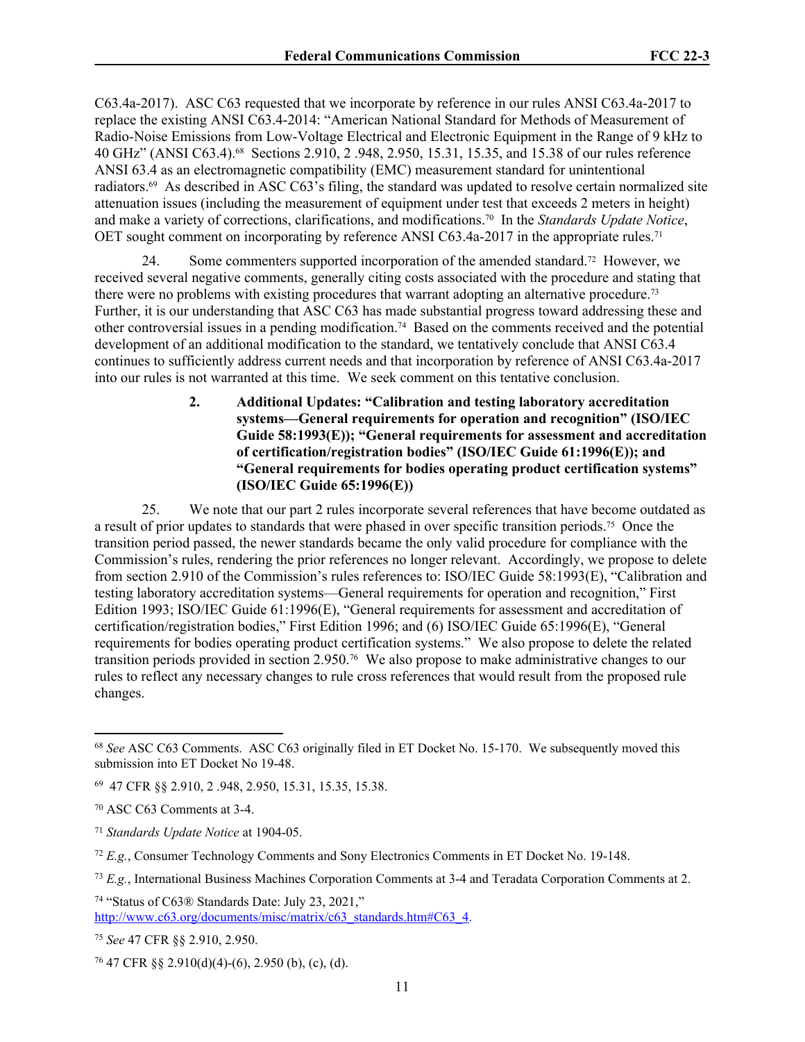C63.4a-2017). ASC C63 requested that we incorporate by reference in our rules ANSI C63.4a-2017 to replace the existing ANSI C63.4-2014: "American National Standard for Methods of Measurement of Radio-Noise Emissions from Low-Voltage Electrical and Electronic Equipment in the Range of 9 kHz to 40 GHz" (ANSI C63.4).[68] Sections 2.910, 2 .948, 2.950, 15.31, 15.35, and 15.38 of our rules reference ANSI 63.4 as an electromagnetic compatibility (EMC) measurement standard for unintentional radiators.[69] As described in ASC C63's filing, the standard was updated to resolve certain normalized site attenuation issues (including the measurement of equipment under test that exceeds 2 meters in height) and make a variety of corrections, clarifications, and modifications.[70] In the *Standards Update Notice*, OET sought comment on incorporating by reference ANSI C63.4a-2017 in the appropriate rules.[71]

24. Some commenters supported incorporation of the amended standard.[72] However, we received several negative comments, generally citing costs associated with the procedure and stating that there were no problems with existing procedures that warrant adopting an alternative procedure.[73] Further, it is our understanding that ASC C63 has made substantial progress toward addressing these and other controversial issues in a pending modification.[74] Based on the comments received and the potential development of an additional modification to the standard, we tentatively conclude that ANSI C63.4 continues to sufficiently address current needs and that incorporation by reference of ANSI C63.4a-2017 into our rules is not warranted at this time. We seek comment on this tentative conclusion.

### 2. Additional Updates: "Calibration and testing laboratory accreditation systems—General requirements for operation and recognition" (ISO/IEC Guide 58:1993(E)); "General requirements for assessment and accreditation of certification/registration bodies" (ISO/IEC Guide 61:1996(E)); and "General requirements for bodies operating product certification systems" (ISO/IEC Guide 65:1996(E))

25. We note that our part 2 rules incorporate several references that have become outdated as a result of prior updates to standards that were phased in over specific transition periods.[75] Once the transition period passed, the newer standards became the only valid procedure for compliance with the Commission's rules, rendering the prior references no longer relevant. Accordingly, we propose to delete from section 2.910 of the Commission's rules references to: ISO/IEC Guide 58:1993(E), "Calibration and testing laboratory accreditation systems—General requirements for operation and recognition," First Edition 1993; ISO/IEC Guide 61:1996(E), "General requirements for assessment and accreditation of certification/registration bodies," First Edition 1996; and (6) ISO/IEC Guide 65:1996(E), "General requirements for bodies operating product certification systems." We also propose to delete the related transition periods provided in section 2.950.[76] We also propose to make administrative changes to our rules to reflect any necessary changes to rule cross references that would result from the proposed rule changes.

---

[68] *See* ASC C63 Comments. ASC C63 originally filed in ET Docket No. 15-170. We subsequently moved this submission into ET Docket No 19-48.

[69] 47 CFR §§ 2.910, 2 .948, 2.950, 15.31, 15.35, 15.38.

[70] ASC C63 Comments at 3-4.

[71] *Standards Update Notice* at 1904-05.

[72] *E.g.*, Consumer Technology Comments and Sony Electronics Comments in ET Docket No. 19-148.

[73] *E.g.*, International Business Machines Corporation Comments at 3-4 and Teradata Corporation Comments at 2.

[74] "Status of C63® Standards Date: July 23, 2021," http://www.c63.org/documents/misc/matrix/c63_standards.htm#C63_4.

[75] *See* 47 CFR §§ 2.910, 2.950.

[76] 47 CFR §§ 2.910(d)(4)-(6), 2.950 (b), (c), (d).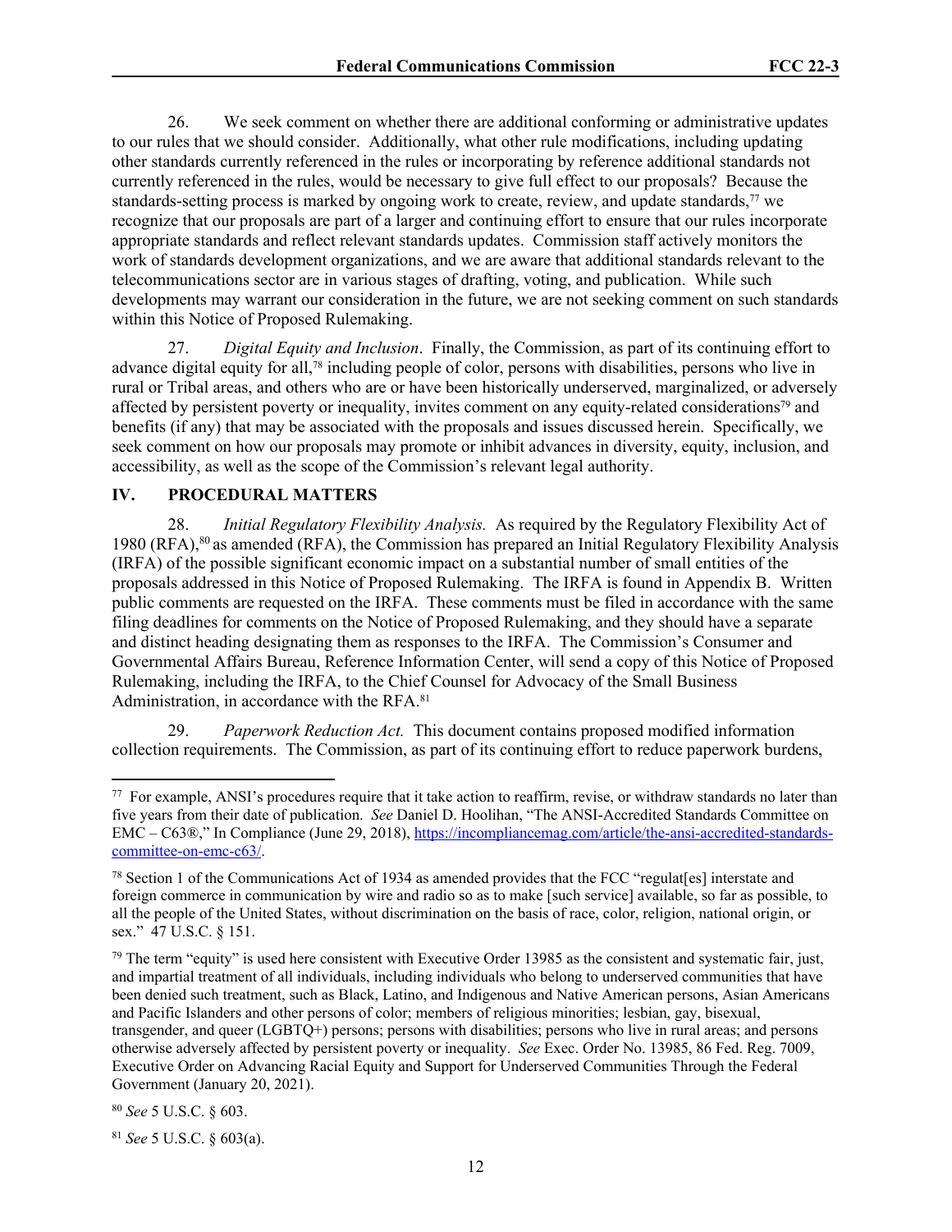26. We seek comment on whether there are additional conforming or administrative updates to our rules that we should consider. Additionally, what other rule modifications, including updating other standards currently referenced in the rules or incorporating by reference additional standards not currently referenced in the rules, would be necessary to give full effect to our proposals? Because the standards-setting process is marked by ongoing work to create, review, and update standards,[77] we recognize that our proposals are part of a larger and continuing effort to ensure that our rules incorporate appropriate standards and reflect relevant standards updates. Commission staff actively monitors the work of standards development organizations, and we are aware that additional standards relevant to the telecommunications sector are in various stages of drafting, voting, and publication. While such developments may warrant our consideration in the future, we are not seeking comment on such standards within this Notice of Proposed Rulemaking.

27. *Digital Equity and Inclusion*. Finally, the Commission, as part of its continuing effort to advance digital equity for all,[78] including people of color, persons with disabilities, persons who live in rural or Tribal areas, and others who are or have been historically underserved, marginalized, or adversely affected by persistent poverty or inequality, invites comment on any equity-related considerations[79] and benefits (if any) that may be associated with the proposals and issues discussed herein. Specifically, we seek comment on how our proposals may promote or inhibit advances in diversity, equity, inclusion, and accessibility, as well as the scope of the Commission's relevant legal authority.

## IV. PROCEDURAL MATTERS

28. *Initial Regulatory Flexibility Analysis.* As required by the Regulatory Flexibility Act of 1980 (RFA),[80] as amended (RFA), the Commission has prepared an Initial Regulatory Flexibility Analysis (IRFA) of the possible significant economic impact on a substantial number of small entities of the proposals addressed in this Notice of Proposed Rulemaking. The IRFA is found in Appendix B. Written public comments are requested on the IRFA. These comments must be filed in accordance with the same filing deadlines for comments on the Notice of Proposed Rulemaking, and they should have a separate and distinct heading designating them as responses to the IRFA. The Commission's Consumer and Governmental Affairs Bureau, Reference Information Center, will send a copy of this Notice of Proposed Rulemaking, including the IRFA, to the Chief Counsel for Advocacy of the Small Business Administration, in accordance with the RFA.[81]

29. *Paperwork Reduction Act.* This document contains proposed modified information collection requirements. The Commission, as part of its continuing effort to reduce paperwork burdens,

---

[77] For example, ANSI's procedures require that it take action to reaffirm, revise, or withdraw standards no later than five years from their date of publication. *See* Daniel D. Hoolihan, "The ANSI-Accredited Standards Committee on EMC – C63®," In Compliance (June 29, 2018), https://incompliancemag.com/article/the-ansi-accredited-standards-committee-on-emc-c63/.

[78] Section 1 of the Communications Act of 1934 as amended provides that the FCC "regulat[es] interstate and foreign commerce in communication by wire and radio so as to make [such service] available, so far as possible, to all the people of the United States, without discrimination on the basis of race, color, religion, national origin, or sex." 47 U.S.C. § 151.

[79] The term "equity" is used here consistent with Executive Order 13985 as the consistent and systematic fair, just, and impartial treatment of all individuals, including individuals who belong to underserved communities that have been denied such treatment, such as Black, Latino, and Indigenous and Native American persons, Asian Americans and Pacific Islanders and other persons of color; members of religious minorities; lesbian, gay, bisexual, transgender, and queer (LGBTQ+) persons; persons with disabilities; persons who live in rural areas; and persons otherwise adversely affected by persistent poverty or inequality. *See* Exec. Order No. 13985, 86 Fed. Reg. 7009, Executive Order on Advancing Racial Equity and Support for Underserved Communities Through the Federal Government (January 20, 2021).

[80] *See* 5 U.S.C. § 603.

[81] *See* 5 U.S.C. § 603(a).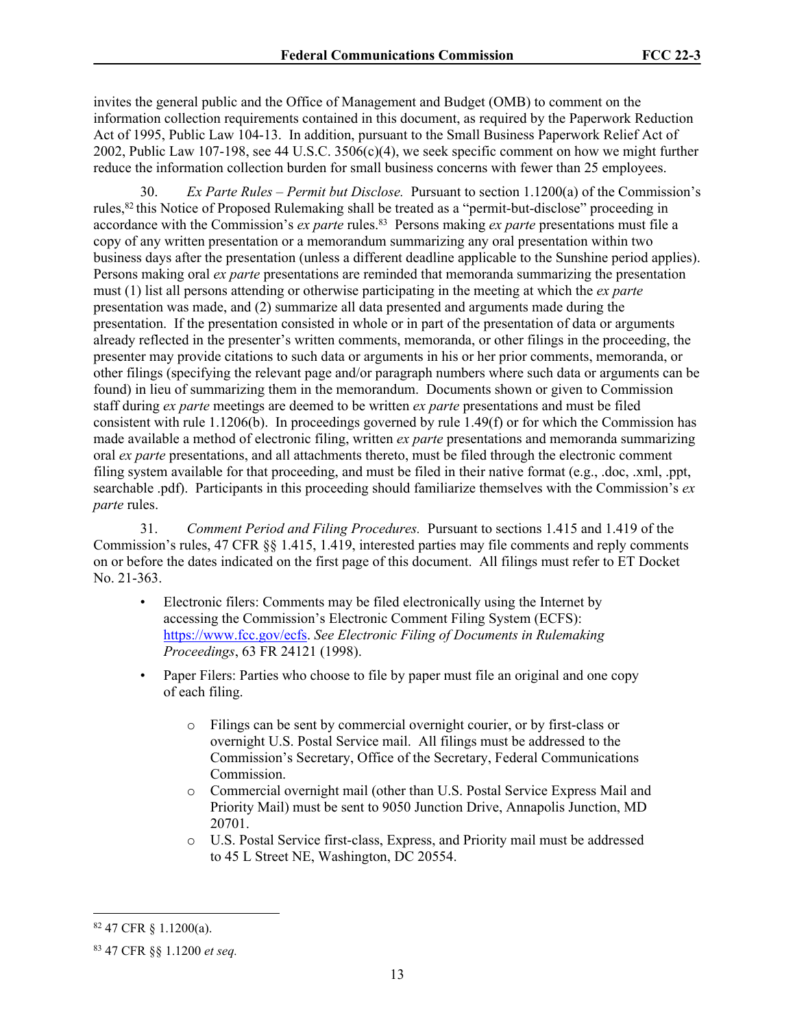invites the general public and the Office of Management and Budget (OMB) to comment on the information collection requirements contained in this document, as required by the Paperwork Reduction Act of 1995, Public Law 104-13. In addition, pursuant to the Small Business Paperwork Relief Act of 2002, Public Law 107-198, see 44 U.S.C. 3506(c)(4), we seek specific comment on how we might further reduce the information collection burden for small business concerns with fewer than 25 employees.

30. *Ex Parte Rules – Permit but Disclose.* Pursuant to section 1.1200(a) of the Commission's rules,[82] this Notice of Proposed Rulemaking shall be treated as a "permit-but-disclose" proceeding in accordance with the Commission's *ex parte* rules.[83] Persons making *ex parte* presentations must file a copy of any written presentation or a memorandum summarizing any oral presentation within two business days after the presentation (unless a different deadline applicable to the Sunshine period applies). Persons making oral *ex parte* presentations are reminded that memoranda summarizing the presentation must (1) list all persons attending or otherwise participating in the meeting at which the *ex parte* presentation was made, and (2) summarize all data presented and arguments made during the presentation. If the presentation consisted in whole or in part of the presentation of data or arguments already reflected in the presenter's written comments, memoranda, or other filings in the proceeding, the presenter may provide citations to such data or arguments in his or her prior comments, memoranda, or other filings (specifying the relevant page and/or paragraph numbers where such data or arguments can be found) in lieu of summarizing them in the memorandum. Documents shown or given to Commission staff during *ex parte* meetings are deemed to be written *ex parte* presentations and must be filed consistent with rule 1.1206(b). In proceedings governed by rule 1.49(f) or for which the Commission has made available a method of electronic filing, written *ex parte* presentations and memoranda summarizing oral *ex parte* presentations, and all attachments thereto, must be filed through the electronic comment filing system available for that proceeding, and must be filed in their native format (e.g., .doc, .xml, .ppt, searchable .pdf). Participants in this proceeding should familiarize themselves with the Commission's *ex parte* rules.

31. *Comment Period and Filing Procedures.* Pursuant to sections 1.415 and 1.419 of the Commission's rules, 47 CFR §§ 1.415, 1.419, interested parties may file comments and reply comments on or before the dates indicated on the first page of this document. All filings must refer to ET Docket No. 21-363.

- Electronic filers: Comments may be filed electronically using the Internet by accessing the Commission's Electronic Comment Filing System (ECFS): https://www.fcc.gov/ecfs. *See Electronic Filing of Documents in Rulemaking Proceedings*, 63 FR 24121 (1998).
- Paper Filers: Parties who choose to file by paper must file an original and one copy of each filing.
  - Filings can be sent by commercial overnight courier, or by first-class or overnight U.S. Postal Service mail. All filings must be addressed to the Commission's Secretary, Office of the Secretary, Federal Communications Commission.
  - Commercial overnight mail (other than U.S. Postal Service Express Mail and Priority Mail) must be sent to 9050 Junction Drive, Annapolis Junction, MD 20701.
  - U.S. Postal Service first-class, Express, and Priority mail must be addressed to 45 L Street NE, Washington, DC 20554.

---

[82] 47 CFR § 1.1200(a).

[83] 47 CFR §§ 1.1200 *et seq.*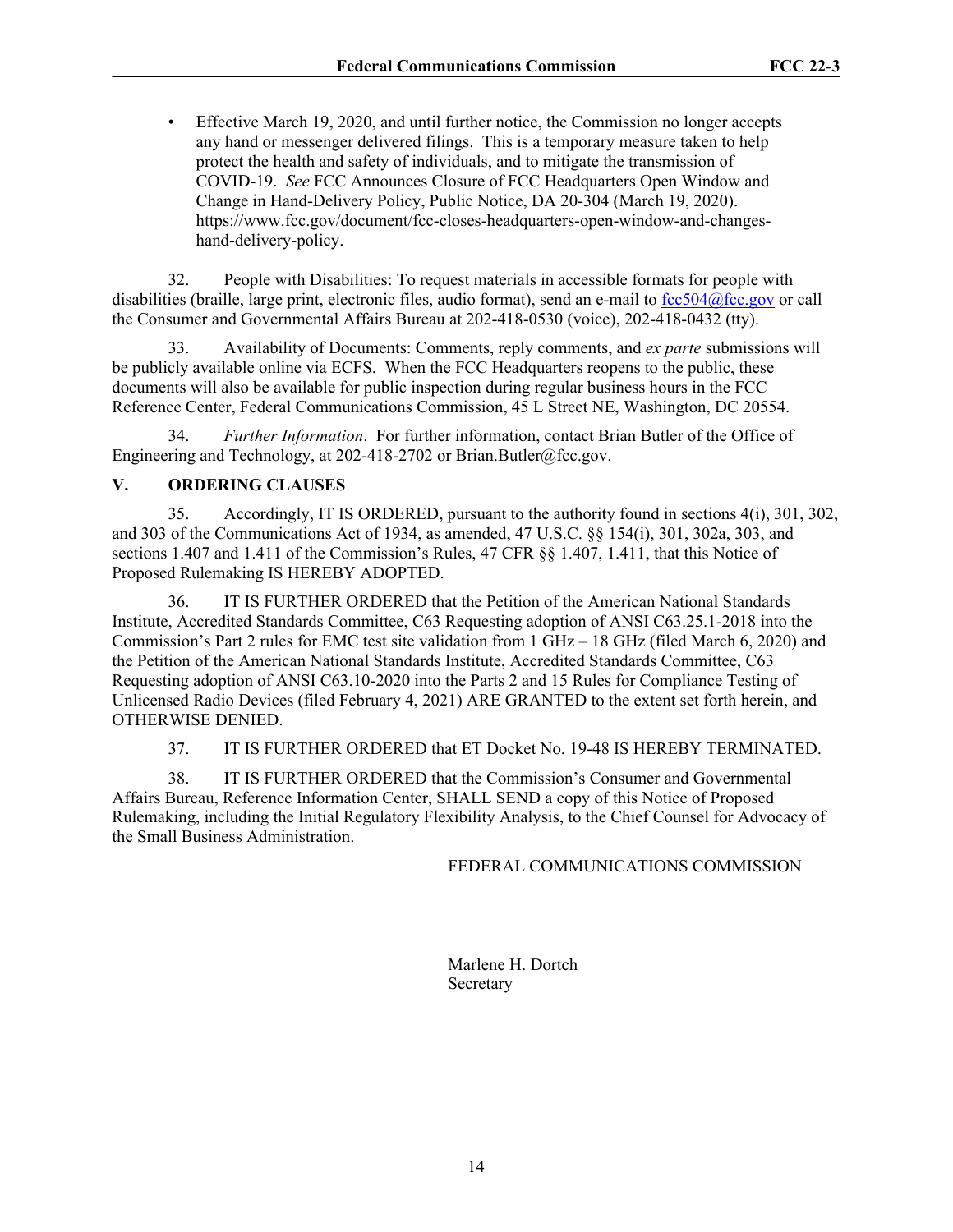- Effective March 19, 2020, and until further notice, the Commission no longer accepts any hand or messenger delivered filings. This is a temporary measure taken to help protect the health and safety of individuals, and to mitigate the transmission of COVID-19. *See* FCC Announces Closure of FCC Headquarters Open Window and Change in Hand-Delivery Policy, Public Notice, DA 20-304 (March 19, 2020). https://www.fcc.gov/document/fcc-closes-headquarters-open-window-and-changes-hand-delivery-policy.

32. People with Disabilities: To request materials in accessible formats for people with disabilities (braille, large print, electronic files, audio format), send an e-mail to fcc504@fcc.gov or call the Consumer and Governmental Affairs Bureau at 202-418-0530 (voice), 202-418-0432 (tty).

33. Availability of Documents: Comments, reply comments, and *ex parte* submissions will be publicly available online via ECFS. When the FCC Headquarters reopens to the public, these documents will also be available for public inspection during regular business hours in the FCC Reference Center, Federal Communications Commission, 45 L Street NE, Washington, DC 20554.

34. *Further Information*. For further information, contact Brian Butler of the Office of Engineering and Technology, at 202-418-2702 or Brian.Butler@fcc.gov.

## V. ORDERING CLAUSES

35. Accordingly, IT IS ORDERED, pursuant to the authority found in sections 4(i), 301, 302, and 303 of the Communications Act of 1934, as amended, 47 U.S.C. §§ 154(i), 301, 302a, 303, and sections 1.407 and 1.411 of the Commission's Rules, 47 CFR §§ 1.407, 1.411, that this Notice of Proposed Rulemaking IS HEREBY ADOPTED.

36. IT IS FURTHER ORDERED that the Petition of the American National Standards Institute, Accredited Standards Committee, C63 Requesting adoption of ANSI C63.25.1-2018 into the Commission's Part 2 rules for EMC test site validation from 1 GHz – 18 GHz (filed March 6, 2020) and the Petition of the American National Standards Institute, Accredited Standards Committee, C63 Requesting adoption of ANSI C63.10-2020 into the Parts 2 and 15 Rules for Compliance Testing of Unlicensed Radio Devices (filed February 4, 2021) ARE GRANTED to the extent set forth herein, and OTHERWISE DENIED.

37. IT IS FURTHER ORDERED that ET Docket No. 19-48 IS HEREBY TERMINATED.

38. IT IS FURTHER ORDERED that the Commission's Consumer and Governmental Affairs Bureau, Reference Information Center, SHALL SEND a copy of this Notice of Proposed Rulemaking, including the Initial Regulatory Flexibility Analysis, to the Chief Counsel for Advocacy of the Small Business Administration.

FEDERAL COMMUNICATIONS COMMISSION

Marlene H. Dortch
Secretary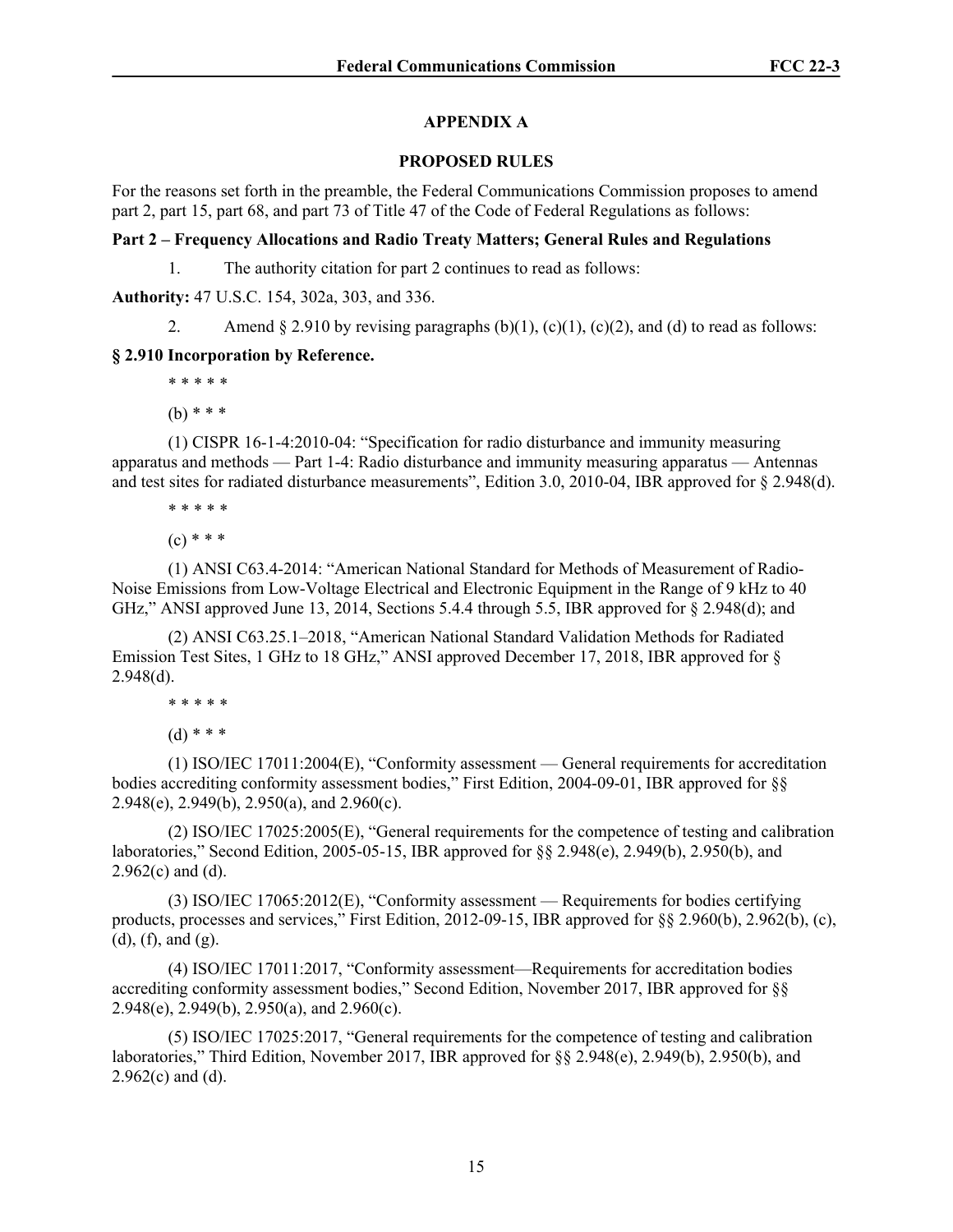## APPENDIX A

## PROPOSED RULES

For the reasons set forth in the preamble, the Federal Communications Commission proposes to amend part 2, part 15, part 68, and part 73 of Title 47 of the Code of Federal Regulations as follows:

**Part 2 – Frequency Allocations and Radio Treaty Matters; General Rules and Regulations**

1. The authority citation for part 2 continues to read as follows:

**Authority:** 47 U.S.C. 154, 302a, 303, and 336.

2. Amend § 2.910 by revising paragraphs (b)(1), (c)(1), (c)(2), and (d) to read as follows:

**§ 2.910 Incorporation by Reference.**

\* \* \* \* \*

(b) \* \* \*

(1) CISPR 16-1-4:2010-04: "Specification for radio disturbance and immunity measuring apparatus and methods — Part 1-4: Radio disturbance and immunity measuring apparatus — Antennas and test sites for radiated disturbance measurements", Edition 3.0, 2010-04, IBR approved for § 2.948(d).

\* \* \* \* \*

(c) \* \* \*

(1) ANSI C63.4-2014: "American National Standard for Methods of Measurement of Radio-Noise Emissions from Low-Voltage Electrical and Electronic Equipment in the Range of 9 kHz to 40 GHz," ANSI approved June 13, 2014, Sections 5.4.4 through 5.5, IBR approved for § 2.948(d); and

(2) ANSI C63.25.1–2018, "American National Standard Validation Methods for Radiated Emission Test Sites, 1 GHz to 18 GHz," ANSI approved December 17, 2018, IBR approved for § 2.948(d).

\* \* \* \* \*

(d) \* \* \*

(1) ISO/IEC 17011:2004(E), "Conformity assessment — General requirements for accreditation bodies accrediting conformity assessment bodies," First Edition, 2004-09-01, IBR approved for §§ 2.948(e), 2.949(b), 2.950(a), and 2.960(c).

(2) ISO/IEC 17025:2005(E), "General requirements for the competence of testing and calibration laboratories," Second Edition, 2005-05-15, IBR approved for §§ 2.948(e), 2.949(b), 2.950(b), and 2.962(c) and (d).

(3) ISO/IEC 17065:2012(E), "Conformity assessment — Requirements for bodies certifying products, processes and services," First Edition, 2012-09-15, IBR approved for §§ 2.960(b), 2.962(b), (c), (d), (f), and (g).

(4) ISO/IEC 17011:2017, "Conformity assessment—Requirements for accreditation bodies accrediting conformity assessment bodies," Second Edition, November 2017, IBR approved for §§ 2.948(e), 2.949(b), 2.950(a), and 2.960(c).

(5) ISO/IEC 17025:2017, "General requirements for the competence of testing and calibration laboratories," Third Edition, November 2017, IBR approved for §§ 2.948(e), 2.949(b), 2.950(b), and 2.962(c) and (d).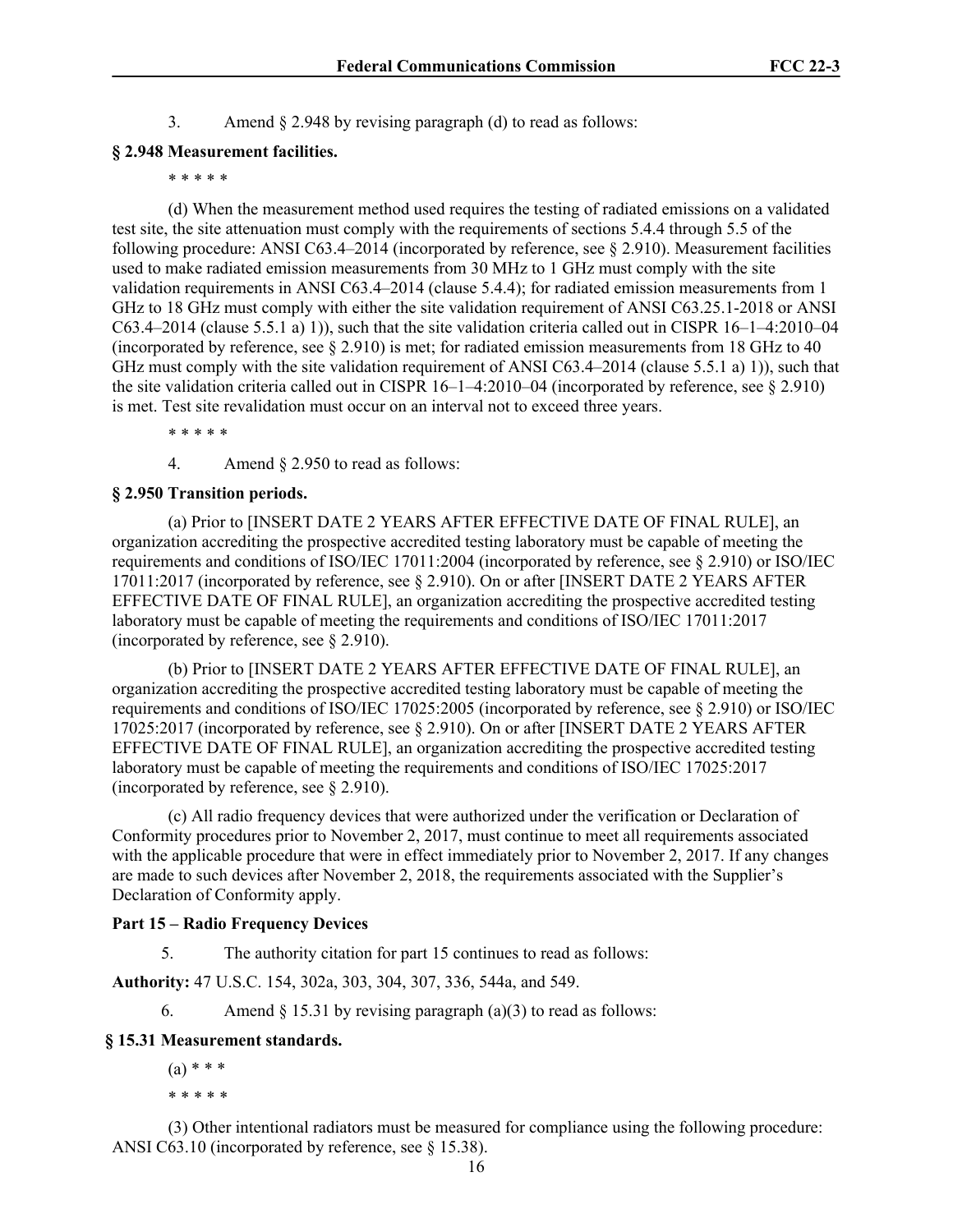3. Amend § 2.948 by revising paragraph (d) to read as follows:

**§ 2.948 Measurement facilities.**

\* \* \* \* \*

(d) When the measurement method used requires the testing of radiated emissions on a validated test site, the site attenuation must comply with the requirements of sections 5.4.4 through 5.5 of the following procedure: ANSI C63.4–2014 (incorporated by reference, see § 2.910). Measurement facilities used to make radiated emission measurements from 30 MHz to 1 GHz must comply with the site validation requirements in ANSI C63.4–2014 (clause 5.4.4); for radiated emission measurements from 1 GHz to 18 GHz must comply with either the site validation requirement of ANSI C63.25.1-2018 or ANSI C63.4–2014 (clause 5.5.1 a) 1)), such that the site validation criteria called out in CISPR 16–1–4:2010–04 (incorporated by reference, see § 2.910) is met; for radiated emission measurements from 18 GHz to 40 GHz must comply with the site validation requirement of ANSI C63.4–2014 (clause 5.5.1 a) 1)), such that the site validation criteria called out in CISPR 16–1–4:2010–04 (incorporated by reference, see § 2.910) is met. Test site revalidation must occur on an interval not to exceed three years.

\* \* \* \* \*

4. Amend § 2.950 to read as follows:

**§ 2.950 Transition periods.**

(a) Prior to [INSERT DATE 2 YEARS AFTER EFFECTIVE DATE OF FINAL RULE], an organization accrediting the prospective accredited testing laboratory must be capable of meeting the requirements and conditions of ISO/IEC 17011:2004 (incorporated by reference, see § 2.910) or ISO/IEC 17011:2017 (incorporated by reference, see § 2.910). On or after [INSERT DATE 2 YEARS AFTER EFFECTIVE DATE OF FINAL RULE], an organization accrediting the prospective accredited testing laboratory must be capable of meeting the requirements and conditions of ISO/IEC 17011:2017 (incorporated by reference, see § 2.910).

(b) Prior to [INSERT DATE 2 YEARS AFTER EFFECTIVE DATE OF FINAL RULE], an organization accrediting the prospective accredited testing laboratory must be capable of meeting the requirements and conditions of ISO/IEC 17025:2005 (incorporated by reference, see § 2.910) or ISO/IEC 17025:2017 (incorporated by reference, see § 2.910). On or after [INSERT DATE 2 YEARS AFTER EFFECTIVE DATE OF FINAL RULE], an organization accrediting the prospective accredited testing laboratory must be capable of meeting the requirements and conditions of ISO/IEC 17025:2017 (incorporated by reference, see § 2.910).

(c) All radio frequency devices that were authorized under the verification or Declaration of Conformity procedures prior to November 2, 2017, must continue to meet all requirements associated with the applicable procedure that were in effect immediately prior to November 2, 2017. If any changes are made to such devices after November 2, 2018, the requirements associated with the Supplier's Declaration of Conformity apply.

**Part 15 – Radio Frequency Devices**

5. The authority citation for part 15 continues to read as follows:

**Authority:** 47 U.S.C. 154, 302a, 303, 304, 307, 336, 544a, and 549.

6. Amend § 15.31 by revising paragraph (a)(3) to read as follows:

**§ 15.31 Measurement standards.**

(a) \* \* \*

\* \* \* \* \*

(3) Other intentional radiators must be measured for compliance using the following procedure: ANSI C63.10 (incorporated by reference, see § 15.38).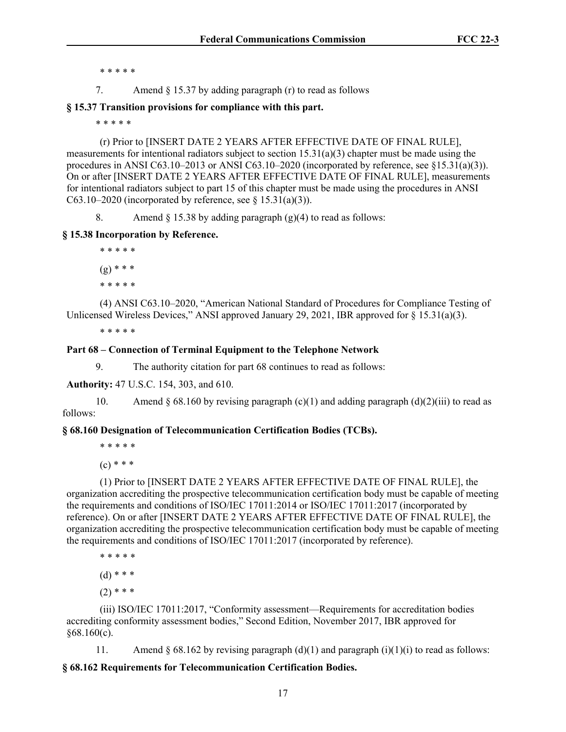\* \* \* \* \*

7. Amend § 15.37 by adding paragraph (r) to read as follows

**§ 15.37 Transition provisions for compliance with this part.**

\* \* \* \* \*

(r) Prior to [INSERT DATE 2 YEARS AFTER EFFECTIVE DATE OF FINAL RULE], measurements for intentional radiators subject to section 15.31(a)(3) chapter must be made using the procedures in ANSI C63.10–2013 or ANSI C63.10–2020 (incorporated by reference, see §15.31(a)(3)). On or after [INSERT DATE 2 YEARS AFTER EFFECTIVE DATE OF FINAL RULE], measurements for intentional radiators subject to part 15 of this chapter must be made using the procedures in ANSI C63.10–2020 (incorporated by reference, see § 15.31(a)(3)).

8. Amend § 15.38 by adding paragraph (g)(4) to read as follows:

**§ 15.38 Incorporation by Reference.**

\* \* \* \* \*

(g) \* \* \*

\* \* \* \* \*

(4) ANSI C63.10–2020, "American National Standard of Procedures for Compliance Testing of Unlicensed Wireless Devices," ANSI approved January 29, 2021, IBR approved for § 15.31(a)(3).

\* \* \* \* \*

**Part 68 – Connection of Terminal Equipment to the Telephone Network**

9. The authority citation for part 68 continues to read as follows:

**Authority:** 47 U.S.C. 154, 303, and 610.

10. Amend § 68.160 by revising paragraph (c)(1) and adding paragraph (d)(2)(iii) to read as follows:

**§ 68.160 Designation of Telecommunication Certification Bodies (TCBs).**

\* \* \* \* \*

(c) \* \* \*

(1) Prior to [INSERT DATE 2 YEARS AFTER EFFECTIVE DATE OF FINAL RULE], the organization accrediting the prospective telecommunication certification body must be capable of meeting the requirements and conditions of ISO/IEC 17011:2014 or ISO/IEC 17011:2017 (incorporated by reference). On or after [INSERT DATE 2 YEARS AFTER EFFECTIVE DATE OF FINAL RULE], the organization accrediting the prospective telecommunication certification body must be capable of meeting the requirements and conditions of ISO/IEC 17011:2017 (incorporated by reference).

\* \* \* \* \*

(d) \* \* \*

(2) \* \* \*

(iii) ISO/IEC 17011:2017, "Conformity assessment—Requirements for accreditation bodies accrediting conformity assessment bodies," Second Edition, November 2017, IBR approved for §68.160(c).

11. Amend § 68.162 by revising paragraph (d)(1) and paragraph (i)(1)(i) to read as follows:

**§ 68.162 Requirements for Telecommunication Certification Bodies.**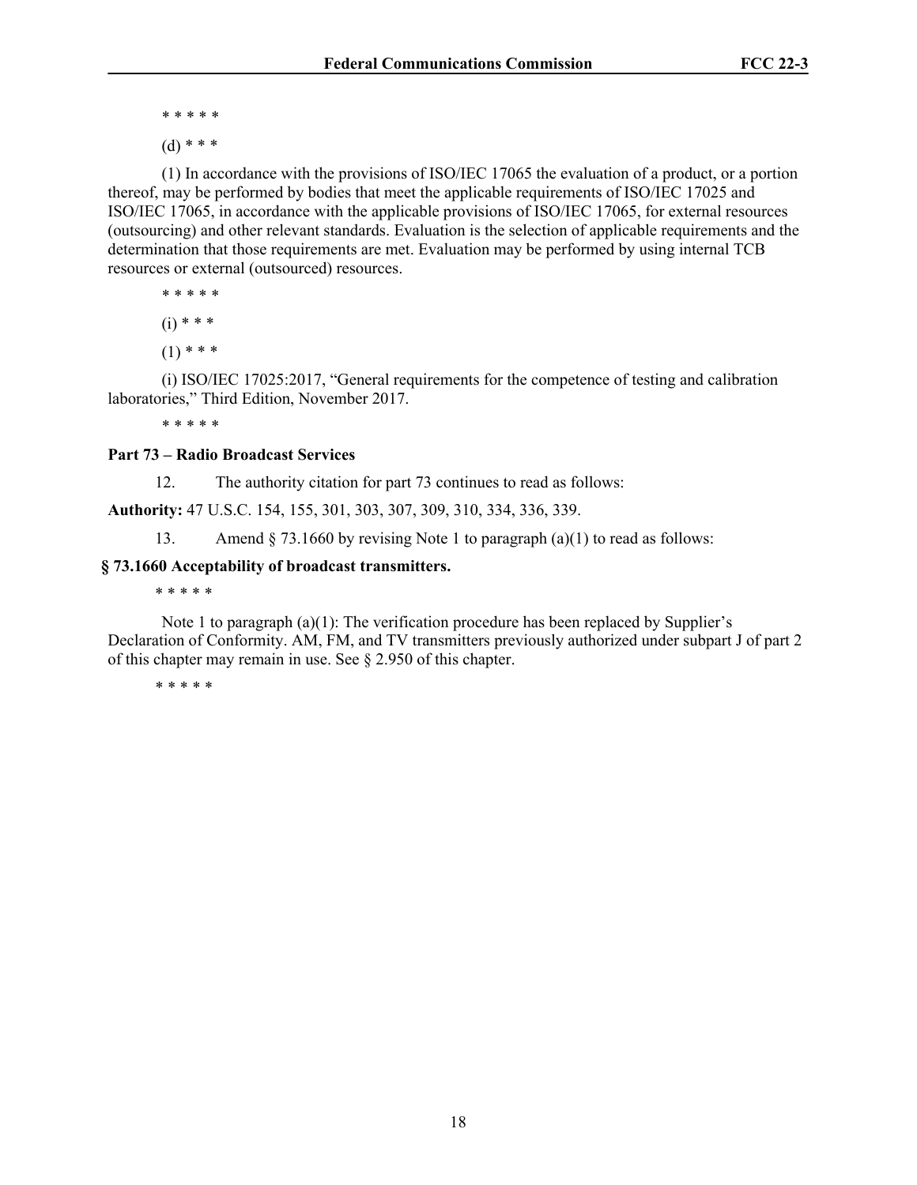\* \* \* \* \*

(d) \* \* \*

(1) In accordance with the provisions of ISO/IEC 17065 the evaluation of a product, or a portion thereof, may be performed by bodies that meet the applicable requirements of ISO/IEC 17025 and ISO/IEC 17065, in accordance with the applicable provisions of ISO/IEC 17065, for external resources (outsourcing) and other relevant standards. Evaluation is the selection of applicable requirements and the determination that those requirements are met. Evaluation may be performed by using internal TCB resources or external (outsourced) resources.

\* \* \* \* \*

(i) \* \* \*

(1) \* \* \*

(i) ISO/IEC 17025:2017, "General requirements for the competence of testing and calibration laboratories," Third Edition, November 2017.

\* \* \* \* \*

**Part 73 – Radio Broadcast Services**

12. The authority citation for part 73 continues to read as follows:

**Authority:** 47 U.S.C. 154, 155, 301, 303, 307, 309, 310, 334, 336, 339.

13. Amend § 73.1660 by revising Note 1 to paragraph (a)(1) to read as follows:

**§ 73.1660 Acceptability of broadcast transmitters.**

\* \* \* \* \*

Note 1 to paragraph (a)(1): The verification procedure has been replaced by Supplier's Declaration of Conformity. AM, FM, and TV transmitters previously authorized under subpart J of part 2 of this chapter may remain in use. See § 2.950 of this chapter.

\* \* \* \* \*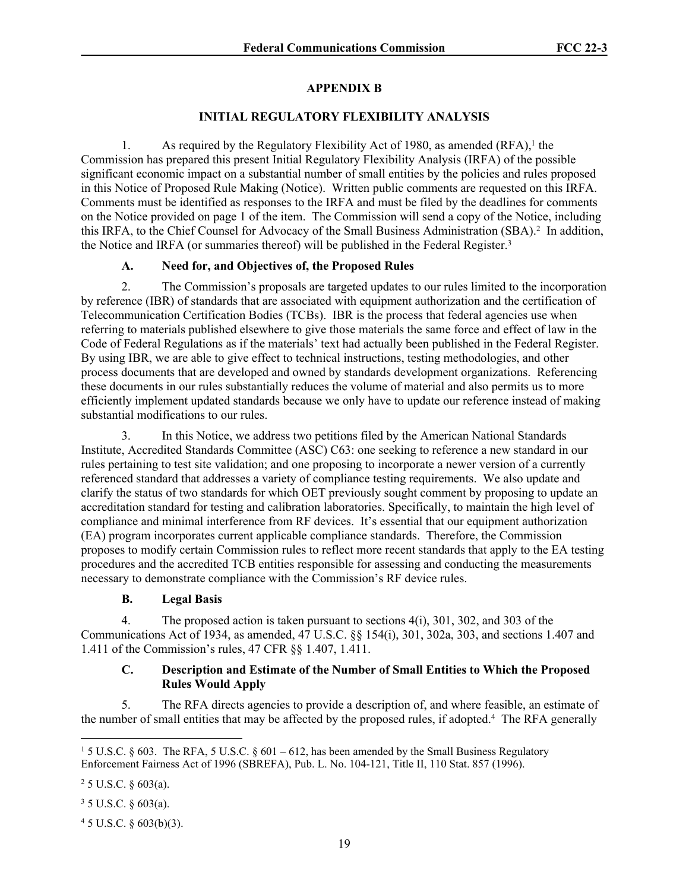## APPENDIX B

## INITIAL REGULATORY FLEXIBILITY ANALYSIS

1. As required by the Regulatory Flexibility Act of 1980, as amended (RFA),[1] the Commission has prepared this present Initial Regulatory Flexibility Analysis (IRFA) of the possible significant economic impact on a substantial number of small entities by the policies and rules proposed in this Notice of Proposed Rule Making (Notice). Written public comments are requested on this IRFA. Comments must be identified as responses to the IRFA and must be filed by the deadlines for comments on the Notice provided on page 1 of the item. The Commission will send a copy of the Notice, including this IRFA, to the Chief Counsel for Advocacy of the Small Business Administration (SBA).[2] In addition, the Notice and IRFA (or summaries thereof) will be published in the Federal Register.[3]

### A. Need for, and Objectives of, the Proposed Rules

2. The Commission's proposals are targeted updates to our rules limited to the incorporation by reference (IBR) of standards that are associated with equipment authorization and the certification of Telecommunication Certification Bodies (TCBs). IBR is the process that federal agencies use when referring to materials published elsewhere to give those materials the same force and effect of law in the Code of Federal Regulations as if the materials' text had actually been published in the Federal Register. By using IBR, we are able to give effect to technical instructions, testing methodologies, and other process documents that are developed and owned by standards development organizations. Referencing these documents in our rules substantially reduces the volume of material and also permits us to more efficiently implement updated standards because we only have to update our reference instead of making substantial modifications to our rules.

3. In this Notice, we address two petitions filed by the American National Standards Institute, Accredited Standards Committee (ASC) C63: one seeking to reference a new standard in our rules pertaining to test site validation; and one proposing to incorporate a newer version of a currently referenced standard that addresses a variety of compliance testing requirements. We also update and clarify the status of two standards for which OET previously sought comment by proposing to update an accreditation standard for testing and calibration laboratories. Specifically, to maintain the high level of compliance and minimal interference from RF devices. It's essential that our equipment authorization (EA) program incorporates current applicable compliance standards. Therefore, the Commission proposes to modify certain Commission rules to reflect more recent standards that apply to the EA testing procedures and the accredited TCB entities responsible for assessing and conducting the measurements necessary to demonstrate compliance with the Commission's RF device rules.

### B. Legal Basis

4. The proposed action is taken pursuant to sections 4(i), 301, 302, and 303 of the Communications Act of 1934, as amended, 47 U.S.C. §§ 154(i), 301, 302a, 303, and sections 1.407 and 1.411 of the Commission's rules, 47 CFR §§ 1.407, 1.411.

### C. Description and Estimate of the Number of Small Entities to Which the Proposed Rules Would Apply

5. The RFA directs agencies to provide a description of, and where feasible, an estimate of the number of small entities that may be affected by the proposed rules, if adopted.[4] The RFA generally

---

[1] 5 U.S.C. § 603. The RFA, 5 U.S.C. § 601 – 612, has been amended by the Small Business Regulatory Enforcement Fairness Act of 1996 (SBREFA), Pub. L. No. 104-121, Title II, 110 Stat. 857 (1996).

[2] 5 U.S.C. § 603(a).

[3] 5 U.S.C. § 603(a).

[4] 5 U.S.C. § 603(b)(3).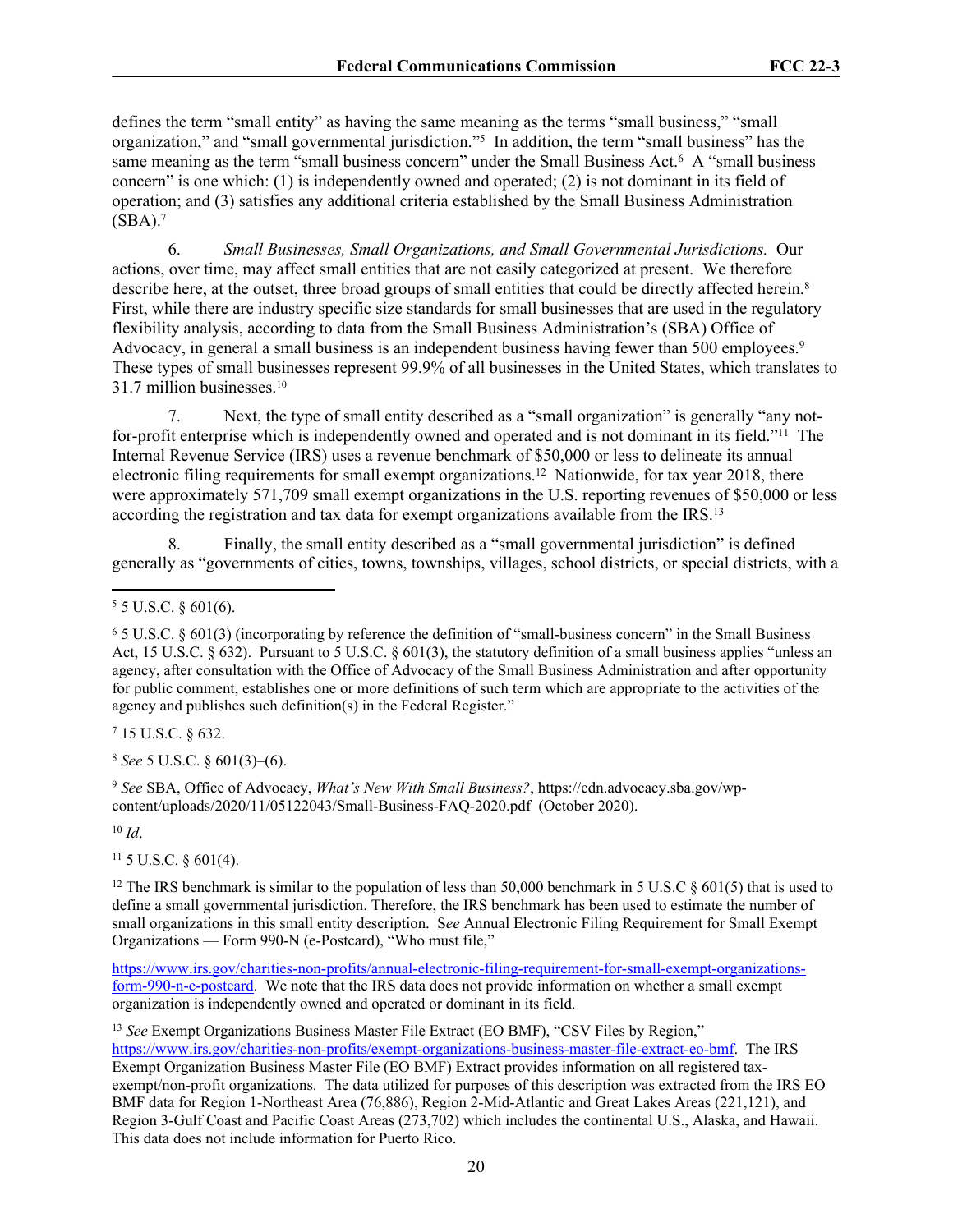defines the term "small entity" as having the same meaning as the terms "small business," "small organization," and "small governmental jurisdiction."[5] In addition, the term "small business" has the same meaning as the term "small business concern" under the Small Business Act.[6] A "small business concern" is one which: (1) is independently owned and operated; (2) is not dominant in its field of operation; and (3) satisfies any additional criteria established by the Small Business Administration (SBA).[7]

6. *Small Businesses, Small Organizations, and Small Governmental Jurisdictions.* Our actions, over time, may affect small entities that are not easily categorized at present. We therefore describe here, at the outset, three broad groups of small entities that could be directly affected herein.[8] First, while there are industry specific size standards for small businesses that are used in the regulatory flexibility analysis, according to data from the Small Business Administration's (SBA) Office of Advocacy, in general a small business is an independent business having fewer than 500 employees.[9] These types of small businesses represent 99.9% of all businesses in the United States, which translates to 31.7 million businesses.[10]

7. Next, the type of small entity described as a "small organization" is generally "any not-for-profit enterprise which is independently owned and operated and is not dominant in its field."[11] The Internal Revenue Service (IRS) uses a revenue benchmark of $50,000 or less to delineate its annual electronic filing requirements for small exempt organizations.[12] Nationwide, for tax year 2018, there were approximately 571,709 small exempt organizations in the U.S. reporting revenues of $50,000 or less according the registration and tax data for exempt organizations available from the IRS.[13]

8. Finally, the small entity described as a "small governmental jurisdiction" is defined generally as "governments of cities, towns, townships, villages, school districts, or special districts, with a

---

[5] 5 U.S.C. § 601(6).

[6] 5 U.S.C. § 601(3) (incorporating by reference the definition of "small-business concern" in the Small Business Act, 15 U.S.C. § 632). Pursuant to 5 U.S.C. § 601(3), the statutory definition of a small business applies "unless an agency, after consultation with the Office of Advocacy of the Small Business Administration and after opportunity for public comment, establishes one or more definitions of such term which are appropriate to the activities of the agency and publishes such definition(s) in the Federal Register."

[7] 15 U.S.C. § 632.

[8] *See* 5 U.S.C. § 601(3)–(6).

[9] *See* SBA, Office of Advocacy, *What's New With Small Business?*, https://cdn.advocacy.sba.gov/wp-content/uploads/2020/11/05122043/Small-Business-FAQ-2020.pdf (October 2020).

[10] *Id*.

[11] 5 U.S.C. § 601(4).

[12] The IRS benchmark is similar to the population of less than 50,000 benchmark in 5 U.S.C § 601(5) that is used to define a small governmental jurisdiction. Therefore, the IRS benchmark has been used to estimate the number of small organizations in this small entity description. S*ee* Annual Electronic Filing Requirement for Small Exempt Organizations — Form 990-N (e-Postcard), "Who must file,"

https://www.irs.gov/charities-non-profits/annual-electronic-filing-requirement-for-small-exempt-organizations-form-990-n-e-postcard. We note that the IRS data does not provide information on whether a small exempt organization is independently owned and operated or dominant in its field.

[13] *See* Exempt Organizations Business Master File Extract (EO BMF), "CSV Files by Region," https://www.irs.gov/charities-non-profits/exempt-organizations-business-master-file-extract-eo-bmf. The IRS Exempt Organization Business Master File (EO BMF) Extract provides information on all registered tax-exempt/non-profit organizations. The data utilized for purposes of this description was extracted from the IRS EO BMF data for Region 1-Northeast Area (76,886), Region 2-Mid-Atlantic and Great Lakes Areas (221,121), and Region 3-Gulf Coast and Pacific Coast Areas (273,702) which includes the continental U.S., Alaska, and Hawaii. This data does not include information for Puerto Rico.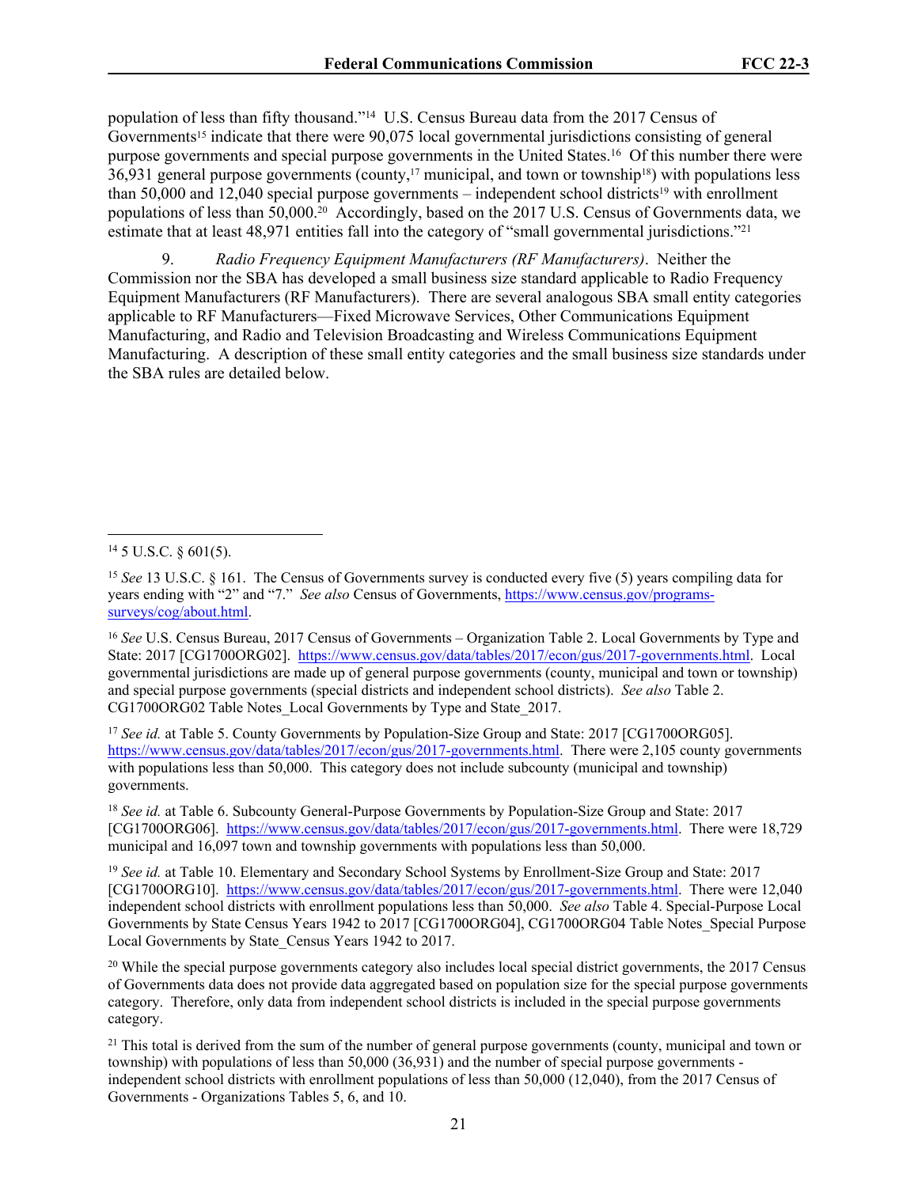population of less than fifty thousand."[14] U.S. Census Bureau data from the 2017 Census of Governments[15] indicate that there were 90,075 local governmental jurisdictions consisting of general purpose governments and special purpose governments in the United States.[16] Of this number there were 36,931 general purpose governments (county,[17] municipal, and town or township[18]) with populations less than 50,000 and 12,040 special purpose governments – independent school districts[19] with enrollment populations of less than 50,000.[20] Accordingly, based on the 2017 U.S. Census of Governments data, we estimate that at least 48,971 entities fall into the category of "small governmental jurisdictions."[21]

9. *Radio Frequency Equipment Manufacturers (RF Manufacturers)*. Neither the Commission nor the SBA has developed a small business size standard applicable to Radio Frequency Equipment Manufacturers (RF Manufacturers). There are several analogous SBA small entity categories applicable to RF Manufacturers—Fixed Microwave Services, Other Communications Equipment Manufacturing, and Radio and Television Broadcasting and Wireless Communications Equipment Manufacturing. A description of these small entity categories and the small business size standards under the SBA rules are detailed below.

---

[14] 5 U.S.C. § 601(5).

[15] *See* 13 U.S.C. § 161. The Census of Governments survey is conducted every five (5) years compiling data for years ending with "2" and "7." *See also* Census of Governments, https://www.census.gov/programs-surveys/cog/about.html.

[16] *See* U.S. Census Bureau, 2017 Census of Governments – Organization Table 2. Local Governments by Type and State: 2017 [CG1700ORG02]. https://www.census.gov/data/tables/2017/econ/gus/2017-governments.html. Local governmental jurisdictions are made up of general purpose governments (county, municipal and town or township) and special purpose governments (special districts and independent school districts). *See also* Table 2. CG1700ORG02 Table Notes_Local Governments by Type and State_2017.

[17] *See id.* at Table 5. County Governments by Population-Size Group and State: 2017 [CG1700ORG05]. https://www.census.gov/data/tables/2017/econ/gus/2017-governments.html. There were 2,105 county governments with populations less than 50,000. This category does not include subcounty (municipal and township) governments.

[18] *See id.* at Table 6. Subcounty General-Purpose Governments by Population-Size Group and State: 2017 [CG1700ORG06]. https://www.census.gov/data/tables/2017/econ/gus/2017-governments.html. There were 18,729 municipal and 16,097 town and township governments with populations less than 50,000.

[19] *See id.* at Table 10. Elementary and Secondary School Systems by Enrollment-Size Group and State: 2017 [CG1700ORG10]. https://www.census.gov/data/tables/2017/econ/gus/2017-governments.html. There were 12,040 independent school districts with enrollment populations less than 50,000. *See also* Table 4. Special-Purpose Local Governments by State Census Years 1942 to 2017 [CG1700ORG04], CG1700ORG04 Table Notes_Special Purpose Local Governments by State_Census Years 1942 to 2017.

[20] While the special purpose governments category also includes local special district governments, the 2017 Census of Governments data does not provide data aggregated based on population size for the special purpose governments category. Therefore, only data from independent school districts is included in the special purpose governments category.

[21] This total is derived from the sum of the number of general purpose governments (county, municipal and town or township) with populations of less than 50,000 (36,931) and the number of special purpose governments - independent school districts with enrollment populations of less than 50,000 (12,040), from the 2017 Census of Governments - Organizations Tables 5, 6, and 10.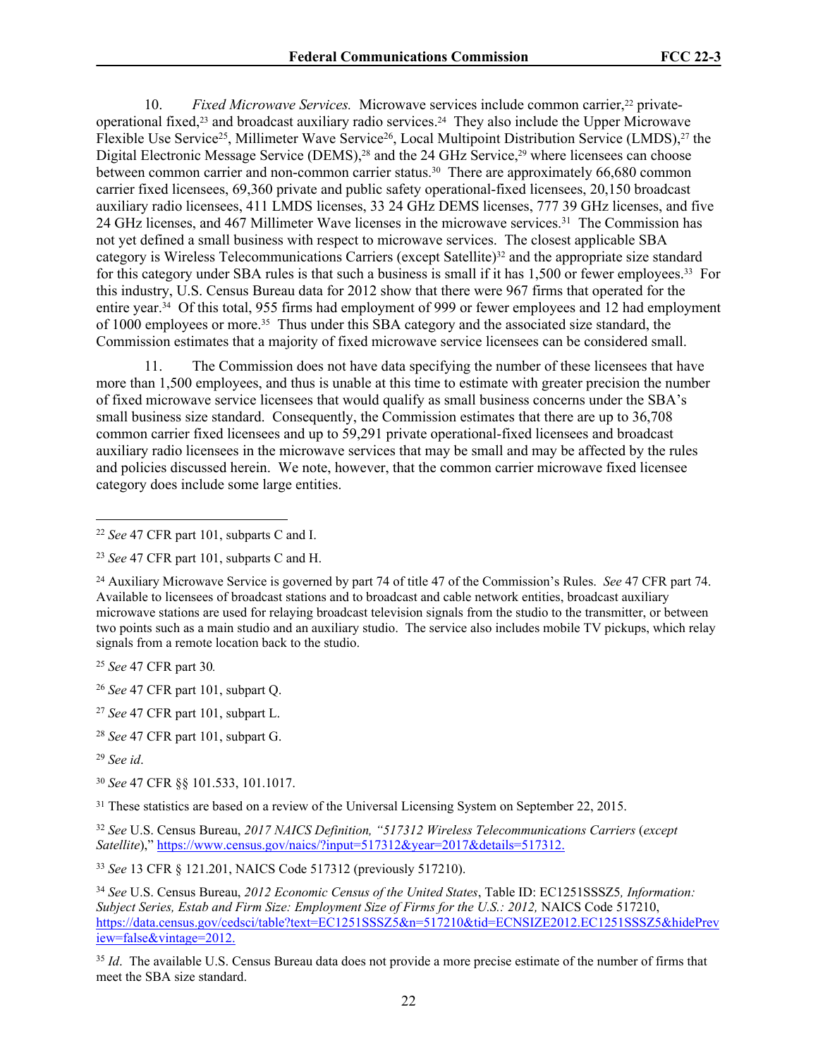10. *Fixed Microwave Services.* Microwave services include common carrier,[22] private-operational fixed,[23] and broadcast auxiliary radio services.[24] They also include the Upper Microwave Flexible Use Service[25], Millimeter Wave Service[26], Local Multipoint Distribution Service (LMDS),[27] the Digital Electronic Message Service (DEMS),[28] and the 24 GHz Service,[29] where licensees can choose between common carrier and non-common carrier status.[30] There are approximately 66,680 common carrier fixed licensees, 69,360 private and public safety operational-fixed licensees, 20,150 broadcast auxiliary radio licensees, 411 LMDS licenses, 33 24 GHz DEMS licenses, 777 39 GHz licenses, and five 24 GHz licenses, and 467 Millimeter Wave licenses in the microwave services.[31] The Commission has not yet defined a small business with respect to microwave services. The closest applicable SBA category is Wireless Telecommunications Carriers (except Satellite)[32] and the appropriate size standard for this category under SBA rules is that such a business is small if it has 1,500 or fewer employees.[33] For this industry, U.S. Census Bureau data for 2012 show that there were 967 firms that operated for the entire year.[34] Of this total, 955 firms had employment of 999 or fewer employees and 12 had employment of 1000 employees or more.[35] Thus under this SBA category and the associated size standard, the Commission estimates that a majority of fixed microwave service licensees can be considered small.

11. The Commission does not have data specifying the number of these licensees that have more than 1,500 employees, and thus is unable at this time to estimate with greater precision the number of fixed microwave service licensees that would qualify as small business concerns under the SBA's small business size standard. Consequently, the Commission estimates that there are up to 36,708 common carrier fixed licensees and up to 59,291 private operational-fixed licensees and broadcast auxiliary radio licensees in the microwave services that may be small and may be affected by the rules and policies discussed herein. We note, however, that the common carrier microwave fixed licensee category does include some large entities.

---

[22] *See* 47 CFR part 101, subparts C and I.

[23] *See* 47 CFR part 101, subparts C and H.

[24] Auxiliary Microwave Service is governed by part 74 of title 47 of the Commission's Rules. *See* 47 CFR part 74. Available to licensees of broadcast stations and to broadcast and cable network entities, broadcast auxiliary microwave stations are used for relaying broadcast television signals from the studio to the transmitter, or between two points such as a main studio and an auxiliary studio. The service also includes mobile TV pickups, which relay signals from a remote location back to the studio.

[25] *See* 47 CFR part 30*.*

[26] *See* 47 CFR part 101, subpart Q.

[27] *See* 47 CFR part 101, subpart L.

[28] *See* 47 CFR part 101, subpart G.

[29] *See id*.

[30] *See* 47 CFR §§ 101.533, 101.1017.

[31] These statistics are based on a review of the Universal Licensing System on September 22, 2015.

[32] *See* U.S. Census Bureau, *2017 NAICS Definition, "517312 Wireless Telecommunications Carriers* (*except Satellite*)," https://www.census.gov/naics/?input=517312&year=2017&details=517312.

[33] *See* 13 CFR § 121.201, NAICS Code 517312 (previously 517210).

[34] *See* U.S. Census Bureau, *2012 Economic Census of the United States*, Table ID: EC1251SSSZ5*, Information: Subject Series, Estab and Firm Size: Employment Size of Firms for the U.S.: 2012,* NAICS Code 517210, https://data.census.gov/cedsci/table?text=EC1251SSSZ5&n=517210&tid=ECNSIZE2012.EC1251SSSZ5&hidePreview=false&vintage=2012.

[35] *Id*. The available U.S. Census Bureau data does not provide a more precise estimate of the number of firms that meet the SBA size standard.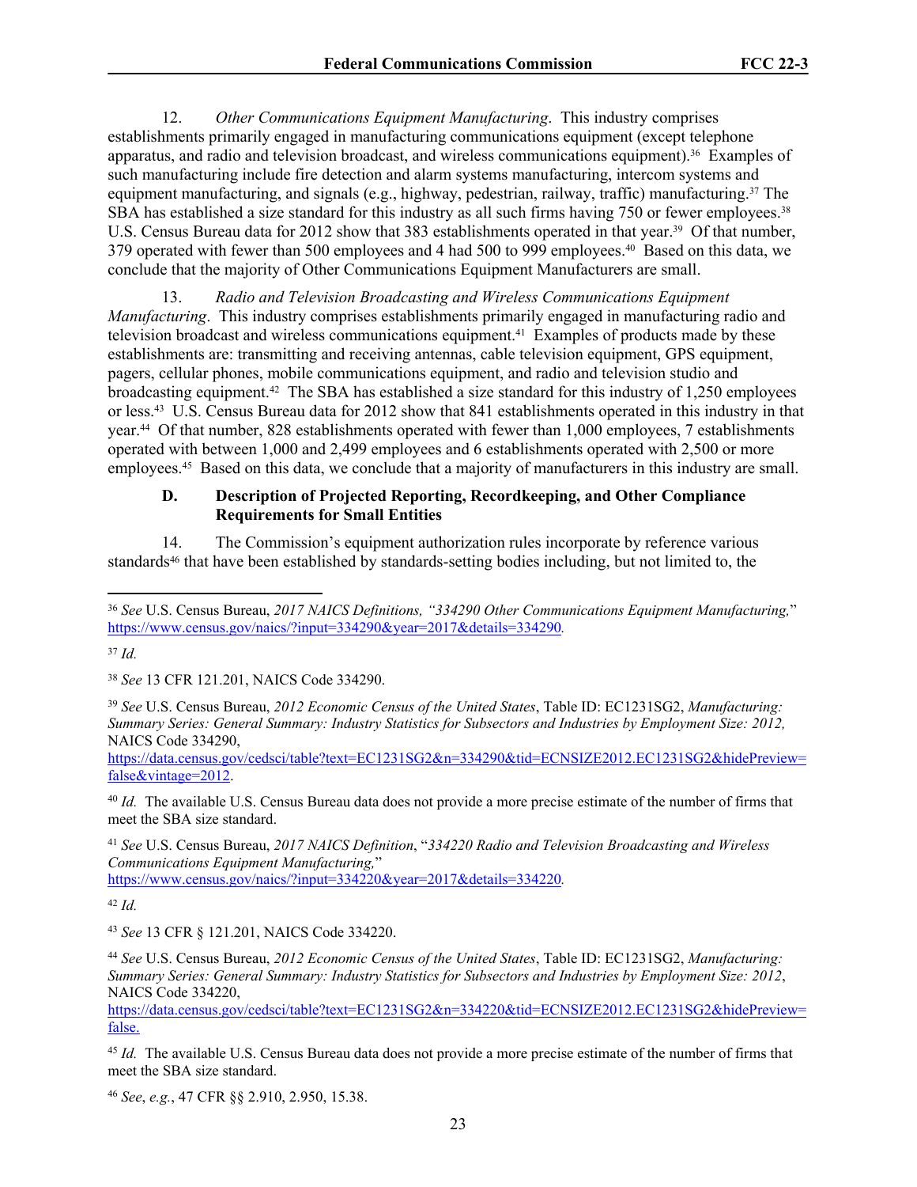12. *Other Communications Equipment Manufacturing*. This industry comprises establishments primarily engaged in manufacturing communications equipment (except telephone apparatus, and radio and television broadcast, and wireless communications equipment).[36] Examples of such manufacturing include fire detection and alarm systems manufacturing, intercom systems and equipment manufacturing, and signals (e.g., highway, pedestrian, railway, traffic) manufacturing.[37] The SBA has established a size standard for this industry as all such firms having 750 or fewer employees.[38] U.S. Census Bureau data for 2012 show that 383 establishments operated in that year.[39] Of that number, 379 operated with fewer than 500 employees and 4 had 500 to 999 employees.[40] Based on this data, we conclude that the majority of Other Communications Equipment Manufacturers are small.

13. *Radio and Television Broadcasting and Wireless Communications Equipment Manufacturing*. This industry comprises establishments primarily engaged in manufacturing radio and television broadcast and wireless communications equipment.[41] Examples of products made by these establishments are: transmitting and receiving antennas, cable television equipment, GPS equipment, pagers, cellular phones, mobile communications equipment, and radio and television studio and broadcasting equipment.[42] The SBA has established a size standard for this industry of 1,250 employees or less.[43] U.S. Census Bureau data for 2012 show that 841 establishments operated in this industry in that year.[44] Of that number, 828 establishments operated with fewer than 1,000 employees, 7 establishments operated with between 1,000 and 2,499 employees and 6 establishments operated with 2,500 or more employees.[45] Based on this data, we conclude that a majority of manufacturers in this industry are small.

### D. Description of Projected Reporting, Recordkeeping, and Other Compliance Requirements for Small Entities

14. The Commission's equipment authorization rules incorporate by reference various standards[46] that have been established by standards-setting bodies including, but not limited to, the

---

[36] *See* U.S. Census Bureau, *2017 NAICS Definitions, "334290 Other Communications Equipment Manufacturing,"* https://www.census.gov/naics/?input=334290&year=2017&details=334290.

[37] *Id.*

[38] *See* 13 CFR 121.201, NAICS Code 334290.

[39] *See* U.S. Census Bureau, *2012 Economic Census of the United States*, Table ID: EC1231SG2, *Manufacturing: Summary Series: General Summary: Industry Statistics for Subsectors and Industries by Employment Size: 2012,* NAICS Code 334290, https://data.census.gov/cedsci/table?text=EC1231SG2&n=334290&tid=ECNSIZE2012.EC1231SG2&hidePreview=false&vintage=2012.

[40] *Id.* The available U.S. Census Bureau data does not provide a more precise estimate of the number of firms that meet the SBA size standard.

[41] *See* U.S. Census Bureau, *2017 NAICS Definition*, "*334220 Radio and Television Broadcasting and Wireless Communications Equipment Manufacturing,*" https://www.census.gov/naics/?input=334220&year=2017&details=334220.

[42] *Id.*

[43] *See* 13 CFR § 121.201, NAICS Code 334220.

[44] *See* U.S. Census Bureau, *2012 Economic Census of the United States*, Table ID: EC1231SG2, *Manufacturing: Summary Series: General Summary: Industry Statistics for Subsectors and Industries by Employment Size: 2012*, NAICS Code 334220, https://data.census.gov/cedsci/table?text=EC1231SG2&n=334220&tid=ECNSIZE2012.EC1231SG2&hidePreview=false.

[45] *Id.* The available U.S. Census Bureau data does not provide a more precise estimate of the number of firms that meet the SBA size standard.

[46] *See*, *e.g.*, 47 CFR §§ 2.910, 2.950, 15.38.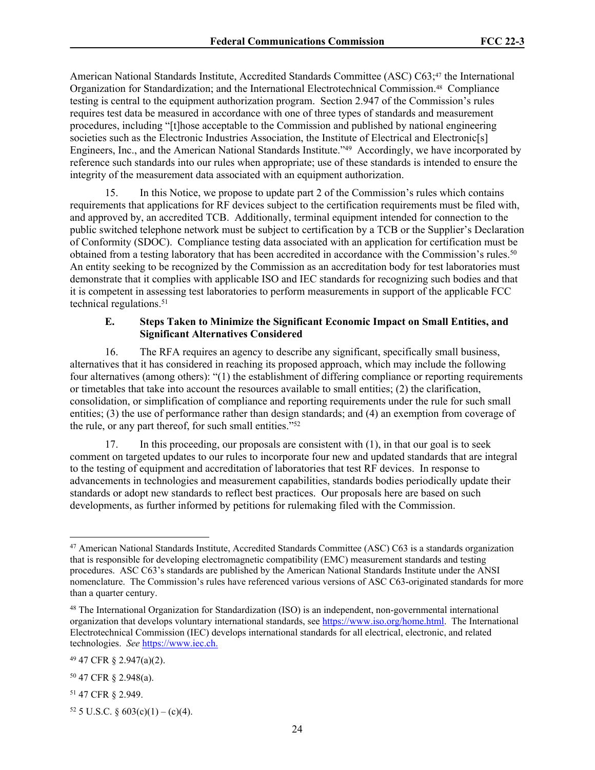American National Standards Institute, Accredited Standards Committee (ASC) C63;[47] the International Organization for Standardization; and the International Electrotechnical Commission.[48] Compliance testing is central to the equipment authorization program. Section 2.947 of the Commission's rules requires test data be measured in accordance with one of three types of standards and measurement procedures, including "[t]hose acceptable to the Commission and published by national engineering societies such as the Electronic Industries Association, the Institute of Electrical and Electronic[s] Engineers, Inc., and the American National Standards Institute."[49] Accordingly, we have incorporated by reference such standards into our rules when appropriate; use of these standards is intended to ensure the integrity of the measurement data associated with an equipment authorization.

15. In this Notice, we propose to update part 2 of the Commission's rules which contains requirements that applications for RF devices subject to the certification requirements must be filed with, and approved by, an accredited TCB. Additionally, terminal equipment intended for connection to the public switched telephone network must be subject to certification by a TCB or the Supplier's Declaration of Conformity (SDOC). Compliance testing data associated with an application for certification must be obtained from a testing laboratory that has been accredited in accordance with the Commission's rules.[50] An entity seeking to be recognized by the Commission as an accreditation body for test laboratories must demonstrate that it complies with applicable ISO and IEC standards for recognizing such bodies and that it is competent in assessing test laboratories to perform measurements in support of the applicable FCC technical regulations.[51]

### E. Steps Taken to Minimize the Significant Economic Impact on Small Entities, and Significant Alternatives Considered

16. The RFA requires an agency to describe any significant, specifically small business, alternatives that it has considered in reaching its proposed approach, which may include the following four alternatives (among others): "(1) the establishment of differing compliance or reporting requirements or timetables that take into account the resources available to small entities; (2) the clarification, consolidation, or simplification of compliance and reporting requirements under the rule for such small entities; (3) the use of performance rather than design standards; and (4) an exemption from coverage of the rule, or any part thereof, for such small entities."[52]

17. In this proceeding, our proposals are consistent with (1), in that our goal is to seek comment on targeted updates to our rules to incorporate four new and updated standards that are integral to the testing of equipment and accreditation of laboratories that test RF devices. In response to advancements in technologies and measurement capabilities, standards bodies periodically update their standards or adopt new standards to reflect best practices. Our proposals here are based on such developments, as further informed by petitions for rulemaking filed with the Commission.

---

[47] American National Standards Institute, Accredited Standards Committee (ASC) C63 is a standards organization that is responsible for developing electromagnetic compatibility (EMC) measurement standards and testing procedures. ASC C63's standards are published by the American National Standards Institute under the ANSI nomenclature. The Commission's rules have referenced various versions of ASC C63-originated standards for more than a quarter century.

[48] The International Organization for Standardization (ISO) is an independent, non-governmental international organization that develops voluntary international standards, see https://www.iso.org/home.html. The International Electrotechnical Commission (IEC) develops international standards for all electrical, electronic, and related technologies. *See* https://www.iec.ch.

[49] 47 CFR § 2.947(a)(2).

[50] 47 CFR § 2.948(a).

[51] 47 CFR § 2.949.

[52] 5 U.S.C. § 603(c)(1) – (c)(4).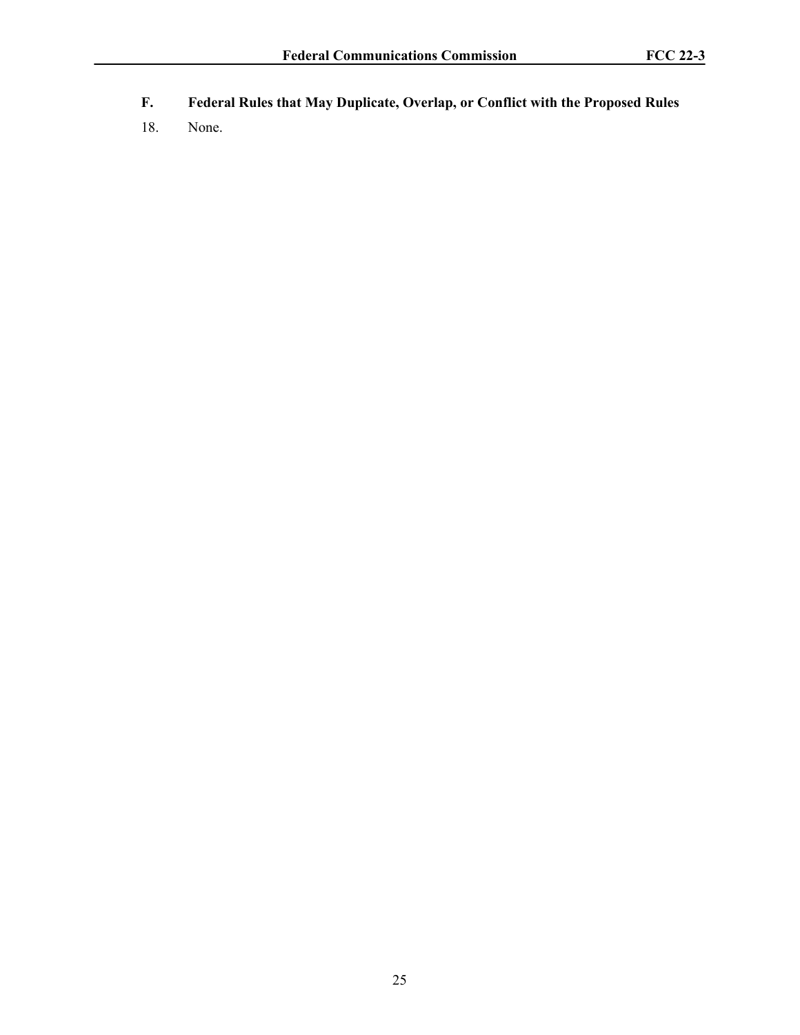### F. Federal Rules that May Duplicate, Overlap, or Conflict with the Proposed Rules

18. None.